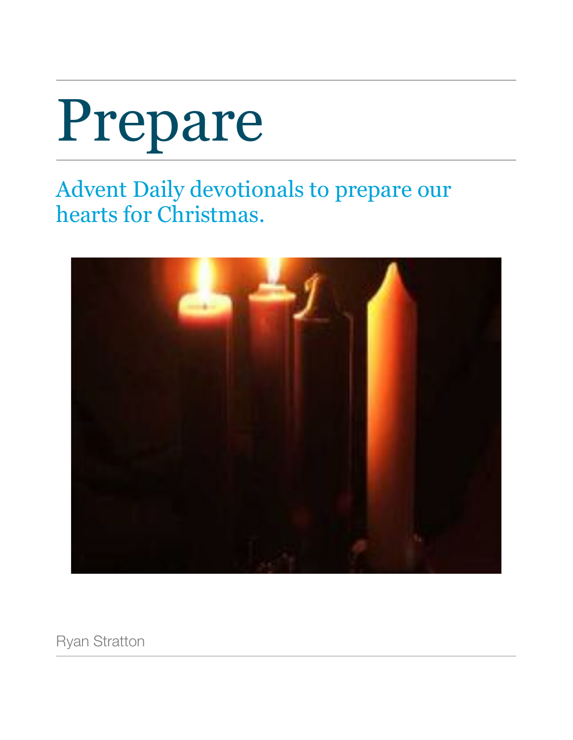# Prepare

## Advent Daily devotionals to prepare our hearts for Christmas.

Ryan Stratton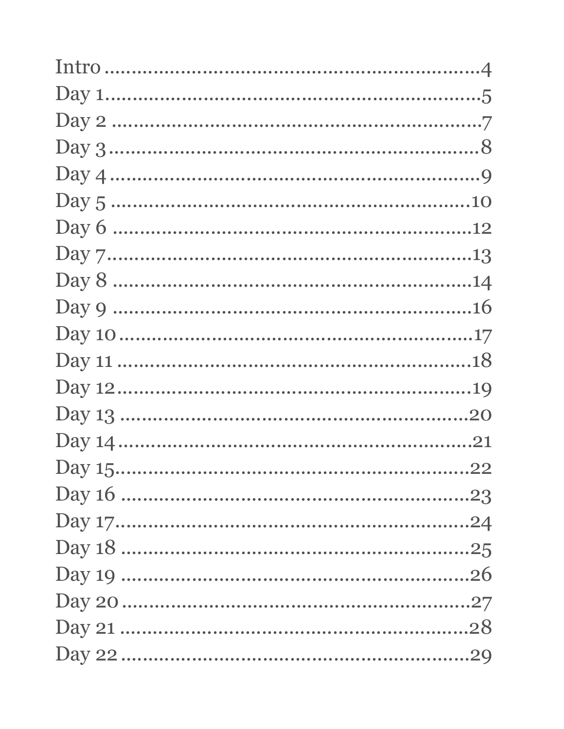Intro ....................................................................4
Day 1.....................................................................5
Day 2 ....................................................................7
Day 3.....................................................................8
Day 4 ....................................................................9
Day 5 ....................................................................10
Day 6 ....................................................................12
Day 7.....................................................................13
Day 8 ....................................................................14
Day 9 ....................................................................16
Day 10 ...................................................................17
Day 11 ...................................................................18
Day 12....................................................................19
Day 13 ...................................................................20
Day 14 ...................................................................21
Day 15....................................................................22
Day 16 ...................................................................23
Day 17....................................................................24
Day 18 ...................................................................25
Day 19 ...................................................................26
Day 20 ...................................................................27
Day 21 ...................................................................28
Day 22 ...................................................................29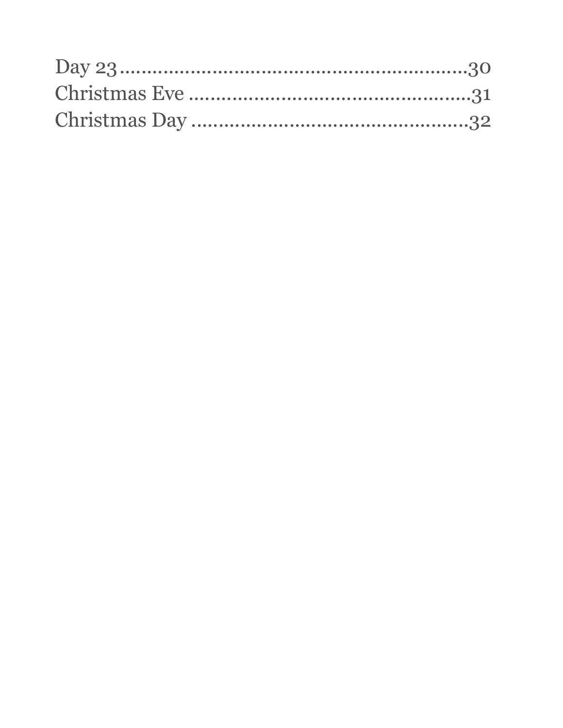Day 23 ............................................................30
Christmas Eve ..................................................31
Christmas Day ..................................................32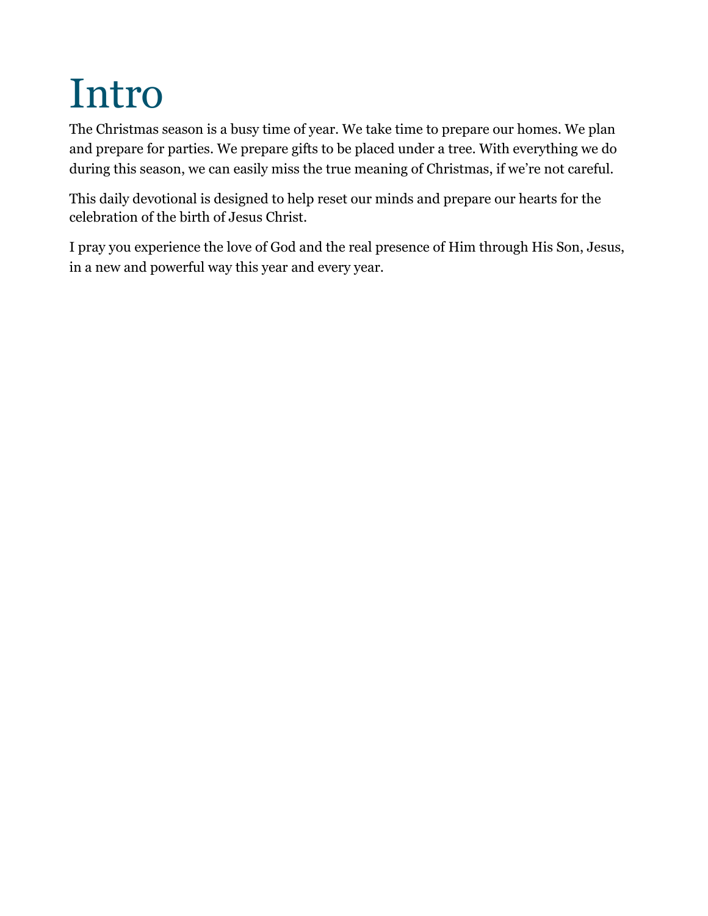# Intro

The Christmas season is a busy time of year. We take time to prepare our homes. We plan and prepare for parties. We prepare gifts to be placed under a tree. With everything we do during this season, we can easily miss the true meaning of Christmas, if we're not careful.

This daily devotional is designed to help reset our minds and prepare our hearts for the celebration of the birth of Jesus Christ.

I pray you experience the love of God and the real presence of Him through His Son, Jesus, in a new and powerful way this year and every year.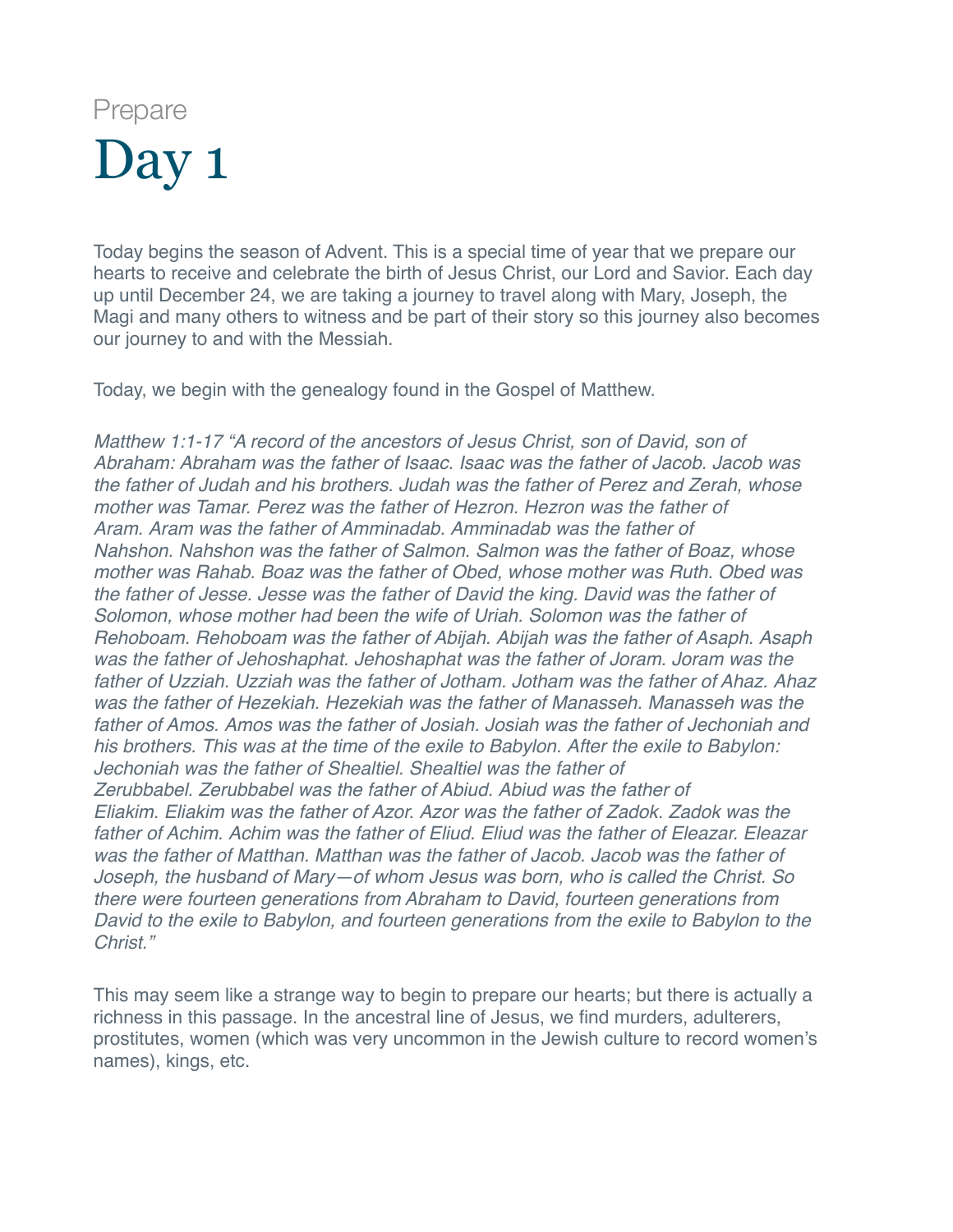Prepare

# Day 1

Today begins the season of Advent. This is a special time of year that we prepare our hearts to receive and celebrate the birth of Jesus Christ, our Lord and Savior. Each day up until December 24, we are taking a journey to travel along with Mary, Joseph, the Magi and many others to witness and be part of their story so this journey also becomes our journey to and with the Messiah.

Today, we begin with the genealogy found in the Gospel of Matthew.

*Matthew 1:1-17 "A record of the ancestors of Jesus Christ, son of David, son of Abraham: Abraham was the father of Isaac. Isaac was the father of Jacob. Jacob was the father of Judah and his brothers. Judah was the father of Perez and Zerah, whose mother was Tamar. Perez was the father of Hezron. Hezron was the father of Aram. Aram was the father of Amminadab. Amminadab was the father of Nahshon. Nahshon was the father of Salmon. Salmon was the father of Boaz, whose mother was Rahab. Boaz was the father of Obed, whose mother was Ruth. Obed was the father of Jesse. Jesse was the father of David the king. David was the father of Solomon, whose mother had been the wife of Uriah. Solomon was the father of Rehoboam. Rehoboam was the father of Abijah. Abijah was the father of Asaph. Asaph was the father of Jehoshaphat. Jehoshaphat was the father of Joram. Joram was the father of Uzziah. Uzziah was the father of Jotham. Jotham was the father of Ahaz. Ahaz was the father of Hezekiah. Hezekiah was the father of Manasseh. Manasseh was the father of Amos. Amos was the father of Josiah. Josiah was the father of Jechoniah and his brothers. This was at the time of the exile to Babylon. After the exile to Babylon: Jechoniah was the father of Shealtiel. Shealtiel was the father of Zerubbabel. Zerubbabel was the father of Abiud. Abiud was the father of Eliakim. Eliakim was the father of Azor. Azor was the father of Zadok. Zadok was the father of Achim. Achim was the father of Eliud. Eliud was the father of Eleazar. Eleazar was the father of Matthan. Matthan was the father of Jacob. Jacob was the father of Joseph, the husband of Mary—of whom Jesus was born, who is called the Christ. So there were fourteen generations from Abraham to David, fourteen generations from David to the exile to Babylon, and fourteen generations from the exile to Babylon to the Christ."*

This may seem like a strange way to begin to prepare our hearts; but there is actually a richness in this passage. In the ancestral line of Jesus, we find murders, adulterers, prostitutes, women (which was very uncommon in the Jewish culture to record women's names), kings, etc.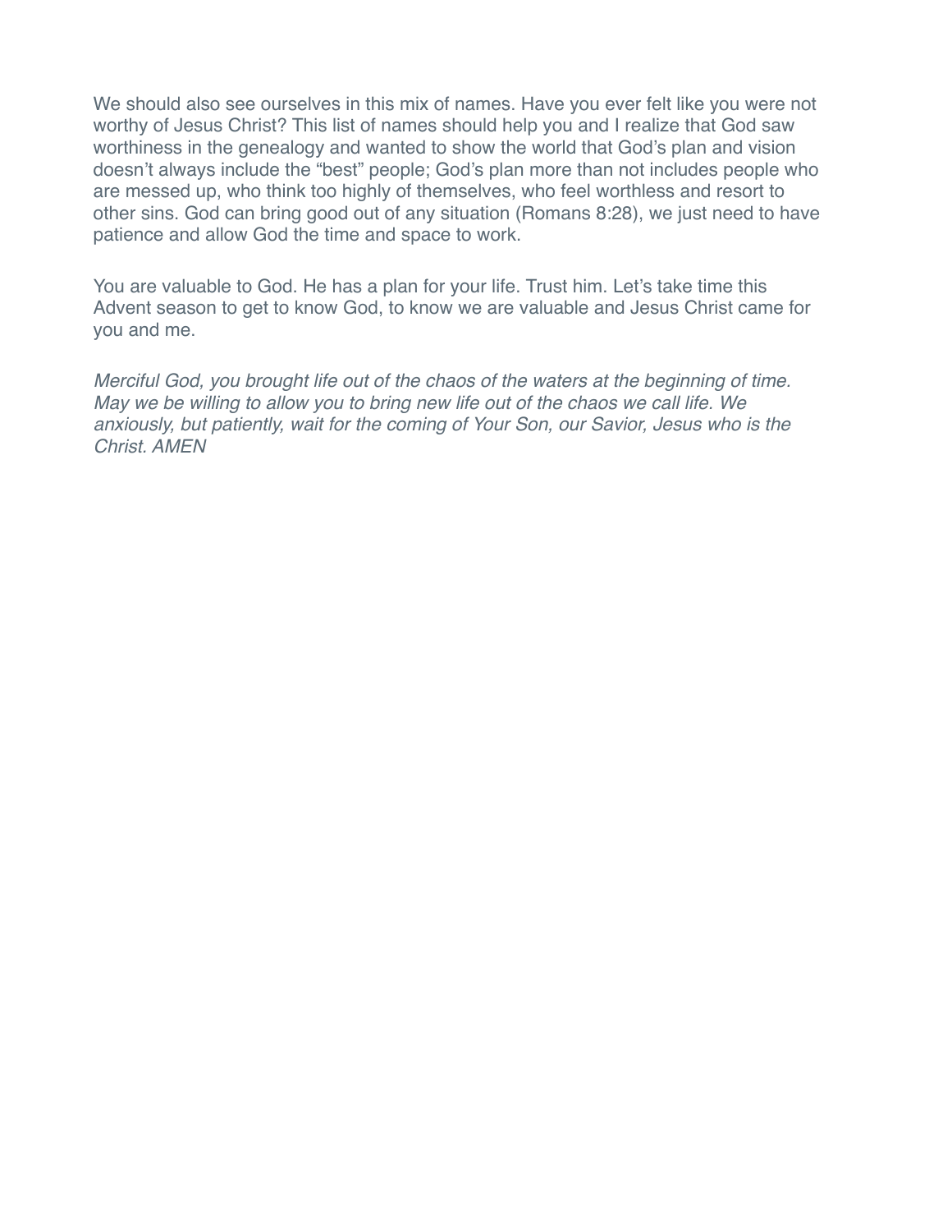We should also see ourselves in this mix of names. Have you ever felt like you were not worthy of Jesus Christ? This list of names should help you and I realize that God saw worthiness in the genealogy and wanted to show the world that God's plan and vision doesn't always include the "best" people; God's plan more than not includes people who are messed up, who think too highly of themselves, who feel worthless and resort to other sins. God can bring good out of any situation (Romans 8:28), we just need to have patience and allow God the time and space to work.

You are valuable to God. He has a plan for your life. Trust him. Let's take time this Advent season to get to know God, to know we are valuable and Jesus Christ came for you and me.

*Merciful God, you brought life out of the chaos of the waters at the beginning of time. May we be willing to allow you to bring new life out of the chaos we call life. We anxiously, but patiently, wait for the coming of Your Son, our Savior, Jesus who is the Christ. AMEN*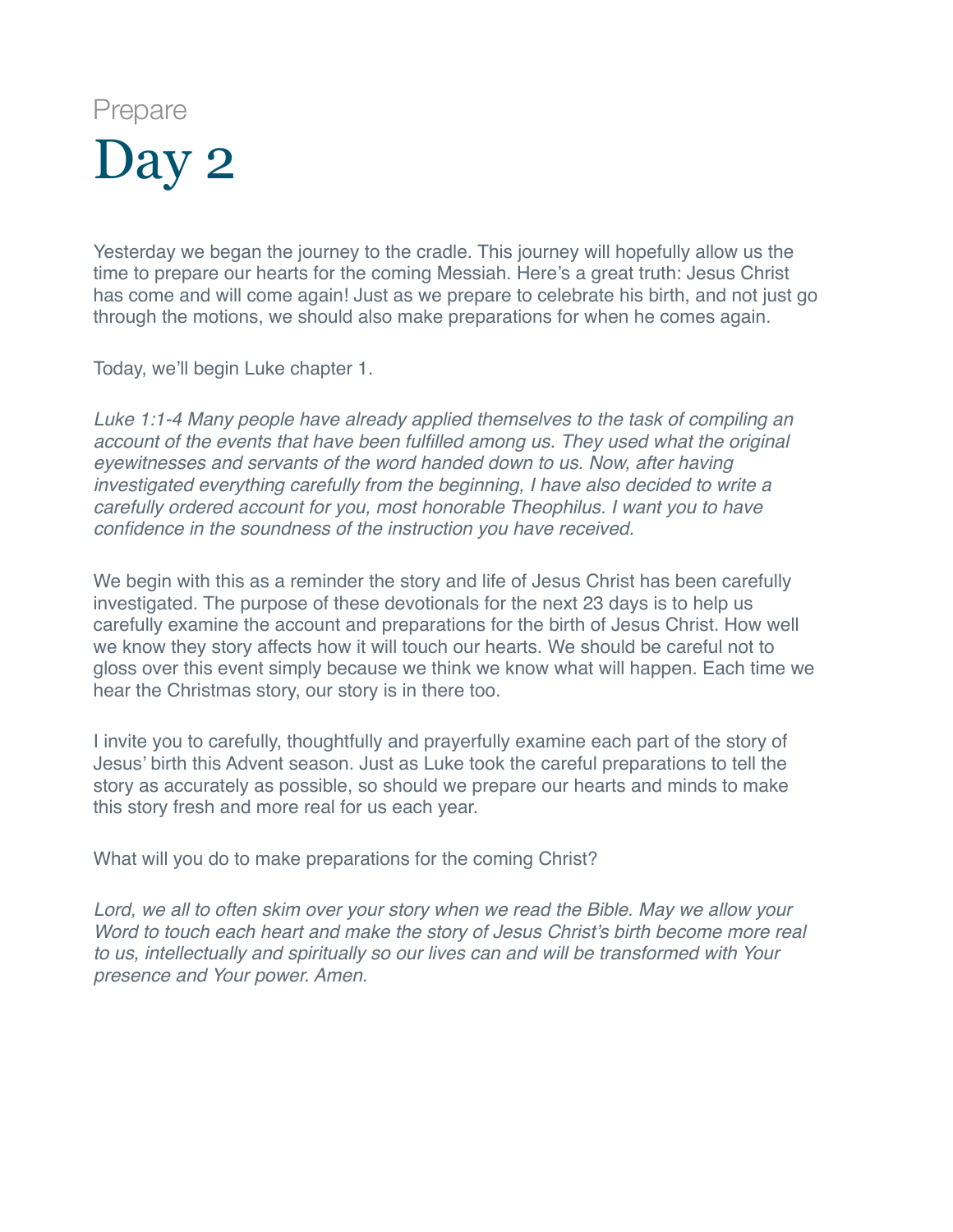Prepare

# Day 2

Yesterday we began the journey to the cradle. This journey will hopefully allow us the time to prepare our hearts for the coming Messiah. Here's a great truth: Jesus Christ has come and will come again! Just as we prepare to celebrate his birth, and not just go through the motions, we should also make preparations for when he comes again.

Today, we'll begin Luke chapter 1.

*Luke 1:1-4 Many people have already applied themselves to the task of compiling an account of the events that have been fulfilled among us. They used what the original eyewitnesses and servants of the word handed down to us. Now, after having investigated everything carefully from the beginning, I have also decided to write a carefully ordered account for you, most honorable Theophilus. I want you to have confidence in the soundness of the instruction you have received.*

We begin with this as a reminder the story and life of Jesus Christ has been carefully investigated. The purpose of these devotionals for the next 23 days is to help us carefully examine the account and preparations for the birth of Jesus Christ. How well we know they story affects how it will touch our hearts. We should be careful not to gloss over this event simply because we think we know what will happen. Each time we hear the Christmas story, our story is in there too.

I invite you to carefully, thoughtfully and prayerfully examine each part of the story of Jesus' birth this Advent season. Just as Luke took the careful preparations to tell the story as accurately as possible, so should we prepare our hearts and minds to make this story fresh and more real for us each year.

What will you do to make preparations for the coming Christ?

*Lord, we all to often skim over your story when we read the Bible. May we allow your Word to touch each heart and make the story of Jesus Christ's birth become more real to us, intellectually and spiritually so our lives can and will be transformed with Your presence and Your power. Amen.*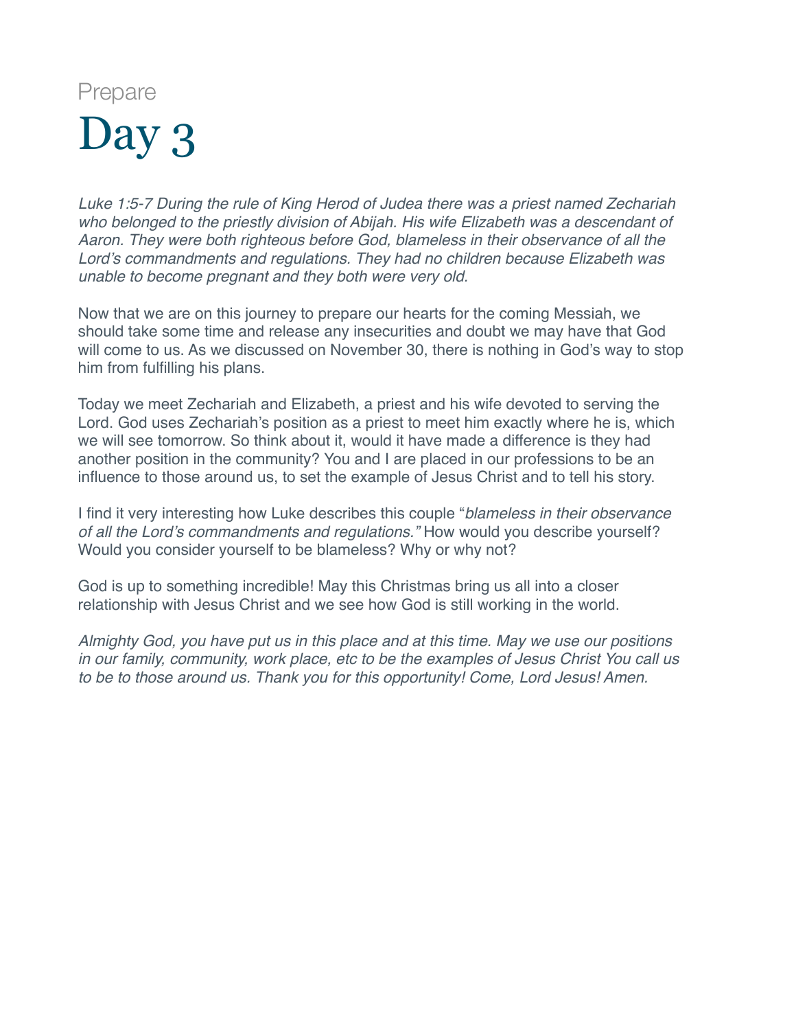Prepare

# Day 3

*Luke 1:5-7 During the rule of King Herod of Judea there was a priest named Zechariah who belonged to the priestly division of Abijah. His wife Elizabeth was a descendant of Aaron. They were both righteous before God, blameless in their observance of all the Lord's commandments and regulations. They had no children because Elizabeth was unable to become pregnant and they both were very old.*

Now that we are on this journey to prepare our hearts for the coming Messiah, we should take some time and release any insecurities and doubt we may have that God will come to us. As we discussed on November 30, there is nothing in God's way to stop him from fulfilling his plans.

Today we meet Zechariah and Elizabeth, a priest and his wife devoted to serving the Lord. God uses Zechariah's position as a priest to meet him exactly where he is, which we will see tomorrow. So think about it, would it have made a difference is they had another position in the community? You and I are placed in our professions to be an influence to those around us, to set the example of Jesus Christ and to tell his story.

I find it very interesting how Luke describes this couple "*blameless in their observance of all the Lord's commandments and regulations."* How would you describe yourself? Would you consider yourself to be blameless? Why or why not?

God is up to something incredible! May this Christmas bring us all into a closer relationship with Jesus Christ and we see how God is still working in the world.

*Almighty God, you have put us in this place and at this time. May we use our positions in our family, community, work place, etc to be the examples of Jesus Christ You call us to be to those around us. Thank you for this opportunity! Come, Lord Jesus! Amen.*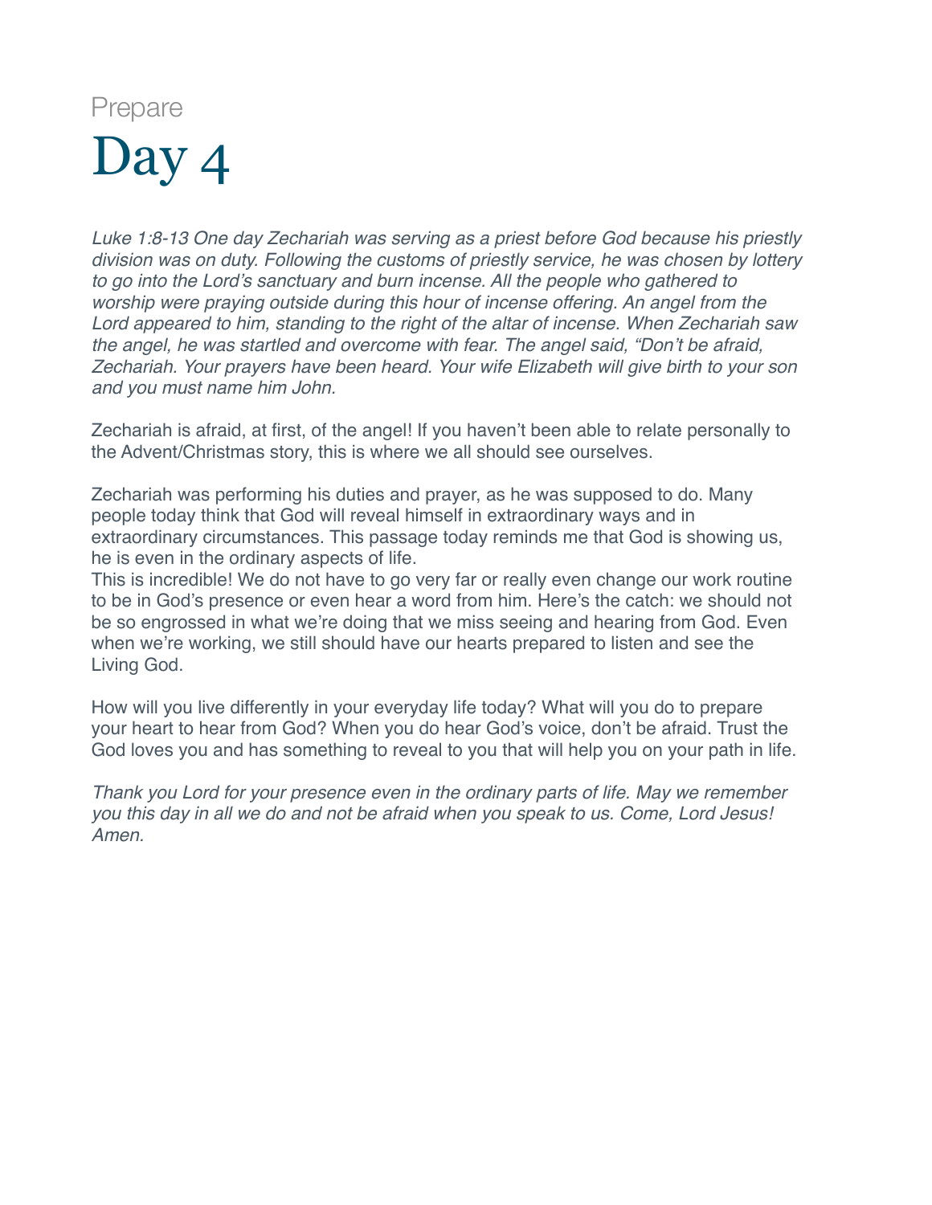Prepare

# Day 4

*Luke 1:8-13 One day Zechariah was serving as a priest before God because his priestly division was on duty. Following the customs of priestly service, he was chosen by lottery to go into the Lord's sanctuary and burn incense. All the people who gathered to worship were praying outside during this hour of incense offering. An angel from the Lord appeared to him, standing to the right of the altar of incense. When Zechariah saw the angel, he was startled and overcome with fear. The angel said, "Don't be afraid, Zechariah. Your prayers have been heard. Your wife Elizabeth will give birth to your son and you must name him John.*

Zechariah is afraid, at first, of the angel! If you haven't been able to relate personally to the Advent/Christmas story, this is where we all should see ourselves.

Zechariah was performing his duties and prayer, as he was supposed to do. Many people today think that God will reveal himself in extraordinary ways and in extraordinary circumstances. This passage today reminds me that God is showing us, he is even in the ordinary aspects of life.
This is incredible! We do not have to go very far or really even change our work routine to be in God's presence or even hear a word from him. Here's the catch: we should not be so engrossed in what we're doing that we miss seeing and hearing from God. Even when we're working, we still should have our hearts prepared to listen and see the Living God.

How will you live differently in your everyday life today? What will you do to prepare your heart to hear from God? When you do hear God's voice, don't be afraid. Trust the God loves you and has something to reveal to you that will help you on your path in life.

*Thank you Lord for your presence even in the ordinary parts of life. May we remember you this day in all we do and not be afraid when you speak to us. Come, Lord Jesus! Amen.*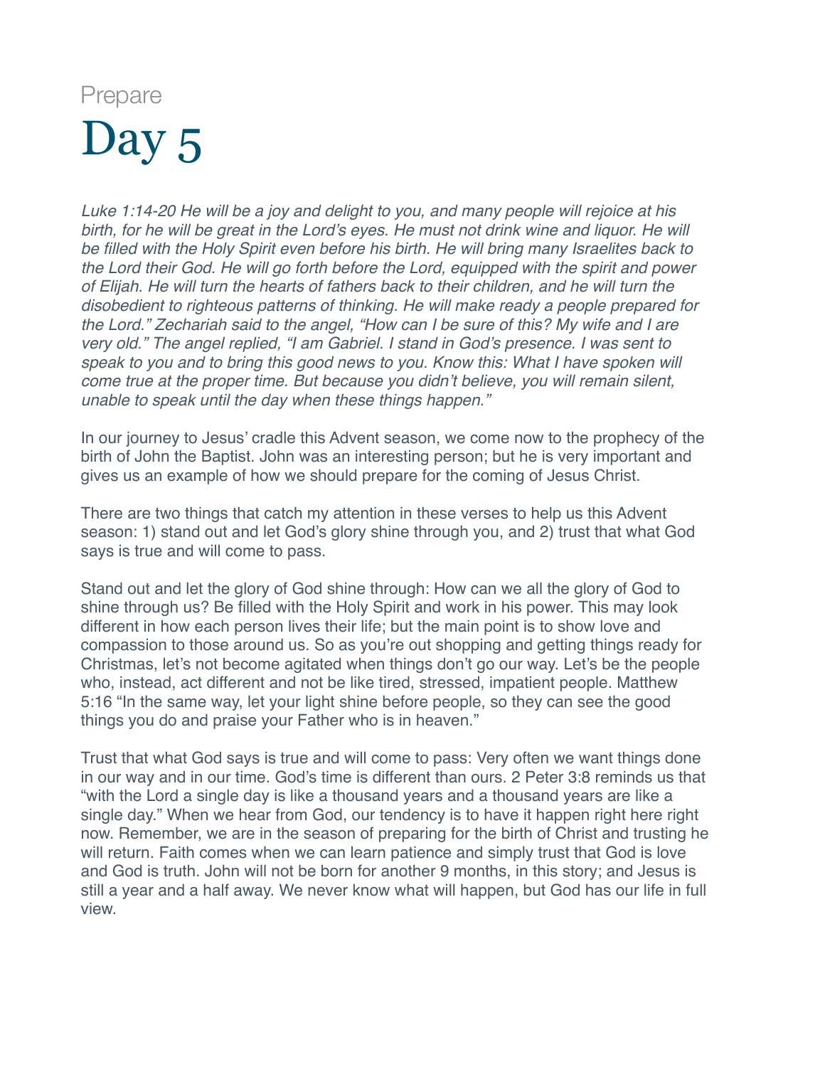Prepare

# Day 5

*Luke 1:14-20 He will be a joy and delight to you, and many people will rejoice at his birth, for he will be great in the Lord's eyes. He must not drink wine and liquor. He will be filled with the Holy Spirit even before his birth. He will bring many Israelites back to the Lord their God. He will go forth before the Lord, equipped with the spirit and power of Elijah. He will turn the hearts of fathers back to their children, and he will turn the disobedient to righteous patterns of thinking. He will make ready a people prepared for the Lord." Zechariah said to the angel, "How can I be sure of this? My wife and I are very old." The angel replied, "I am Gabriel. I stand in God's presence. I was sent to speak to you and to bring this good news to you. Know this: What I have spoken will come true at the proper time. But because you didn't believe, you will remain silent, unable to speak until the day when these things happen."*

In our journey to Jesus' cradle this Advent season, we come now to the prophecy of the birth of John the Baptist. John was an interesting person; but he is very important and gives us an example of how we should prepare for the coming of Jesus Christ.

There are two things that catch my attention in these verses to help us this Advent season: 1) stand out and let God's glory shine through you, and 2) trust that what God says is true and will come to pass.

Stand out and let the glory of God shine through: How can we all the glory of God to shine through us? Be filled with the Holy Spirit and work in his power. This may look different in how each person lives their life; but the main point is to show love and compassion to those around us. So as you're out shopping and getting things ready for Christmas, let's not become agitated when things don't go our way. Let's be the people who, instead, act different and not be like tired, stressed, impatient people. Matthew 5:16 "In the same way, let your light shine before people, so they can see the good things you do and praise your Father who is in heaven."

Trust that what God says is true and will come to pass: Very often we want things done in our way and in our time. God's time is different than ours. 2 Peter 3:8 reminds us that "with the Lord a single day is like a thousand years and a thousand years are like a single day." When we hear from God, our tendency is to have it happen right here right now. Remember, we are in the season of preparing for the birth of Christ and trusting he will return. Faith comes when we can learn patience and simply trust that God is love and God is truth. John will not be born for another 9 months, in this story; and Jesus is still a year and a half away. We never know what will happen, but God has our life in full view.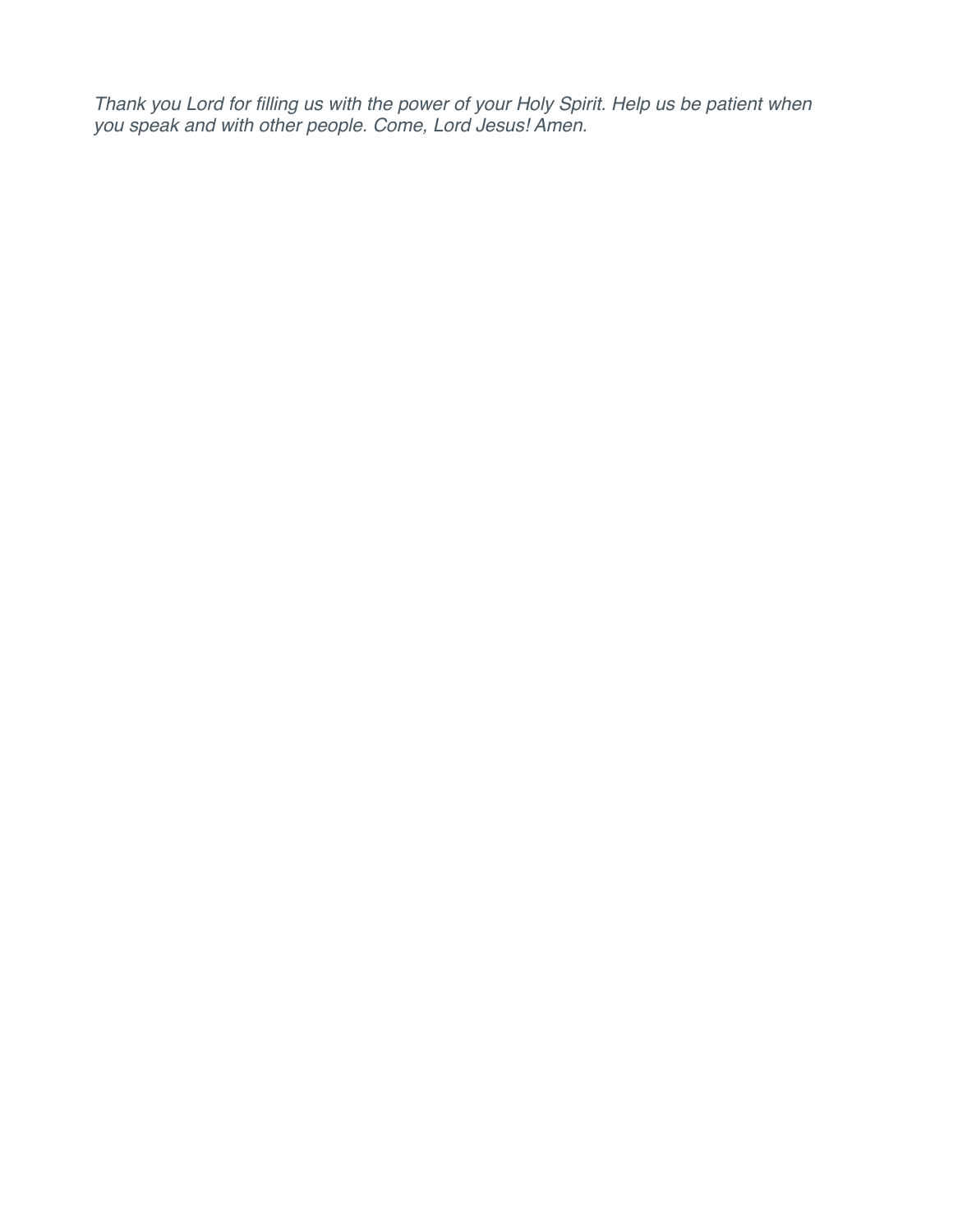*Thank you Lord for filling us with the power of your Holy Spirit. Help us be patient when you speak and with other people. Come, Lord Jesus! Amen.*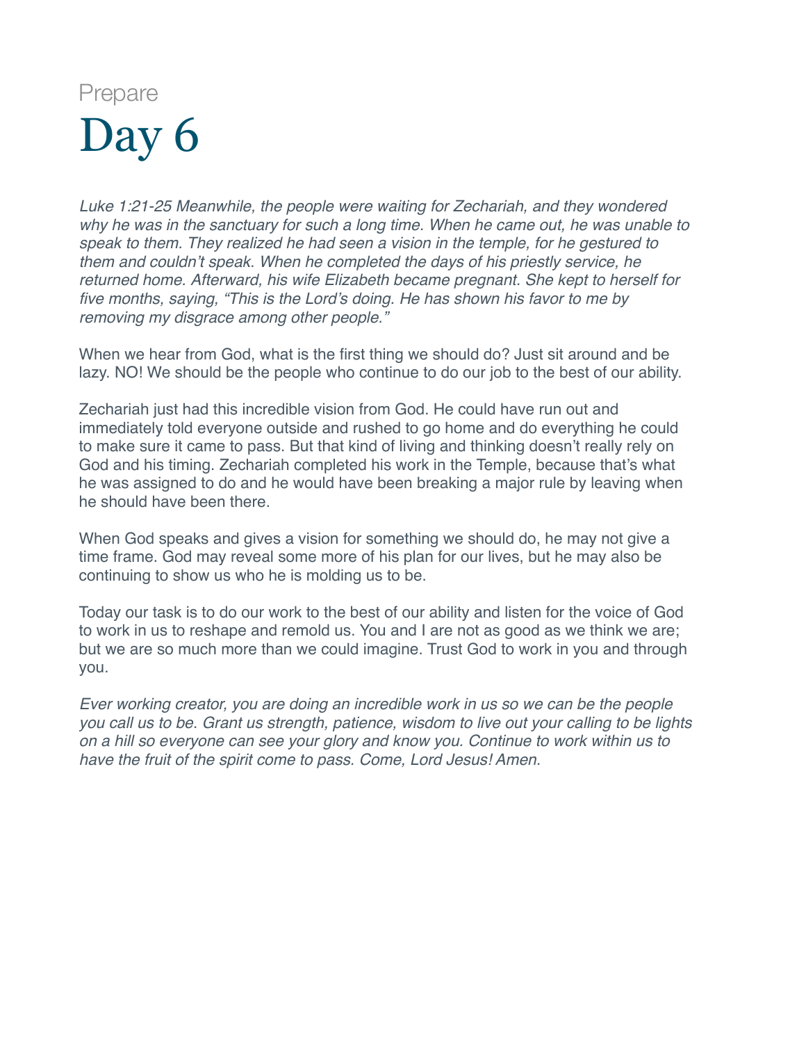Prepare

# Day 6

*Luke 1:21-25 Meanwhile, the people were waiting for Zechariah, and they wondered why he was in the sanctuary for such a long time. When he came out, he was unable to speak to them. They realized he had seen a vision in the temple, for he gestured to them and couldn't speak. When he completed the days of his priestly service, he returned home. Afterward, his wife Elizabeth became pregnant. She kept to herself for five months, saying, "This is the Lord's doing. He has shown his favor to me by removing my disgrace among other people."*

When we hear from God, what is the first thing we should do? Just sit around and be lazy. NO! We should be the people who continue to do our job to the best of our ability.

Zechariah just had this incredible vision from God. He could have run out and immediately told everyone outside and rushed to go home and do everything he could to make sure it came to pass. But that kind of living and thinking doesn't really rely on God and his timing. Zechariah completed his work in the Temple, because that's what he was assigned to do and he would have been breaking a major rule by leaving when he should have been there.

When God speaks and gives a vision for something we should do, he may not give a time frame. God may reveal some more of his plan for our lives, but he may also be continuing to show us who he is molding us to be.

Today our task is to do our work to the best of our ability and listen for the voice of God to work in us to reshape and remold us. You and I are not as good as we think we are; but we are so much more than we could imagine. Trust God to work in you and through you.

*Ever working creator, you are doing an incredible work in us so we can be the people you call us to be. Grant us strength, patience, wisdom to live out your calling to be lights on a hill so everyone can see your glory and know you. Continue to work within us to have the fruit of the spirit come to pass. Come, Lord Jesus! Amen.*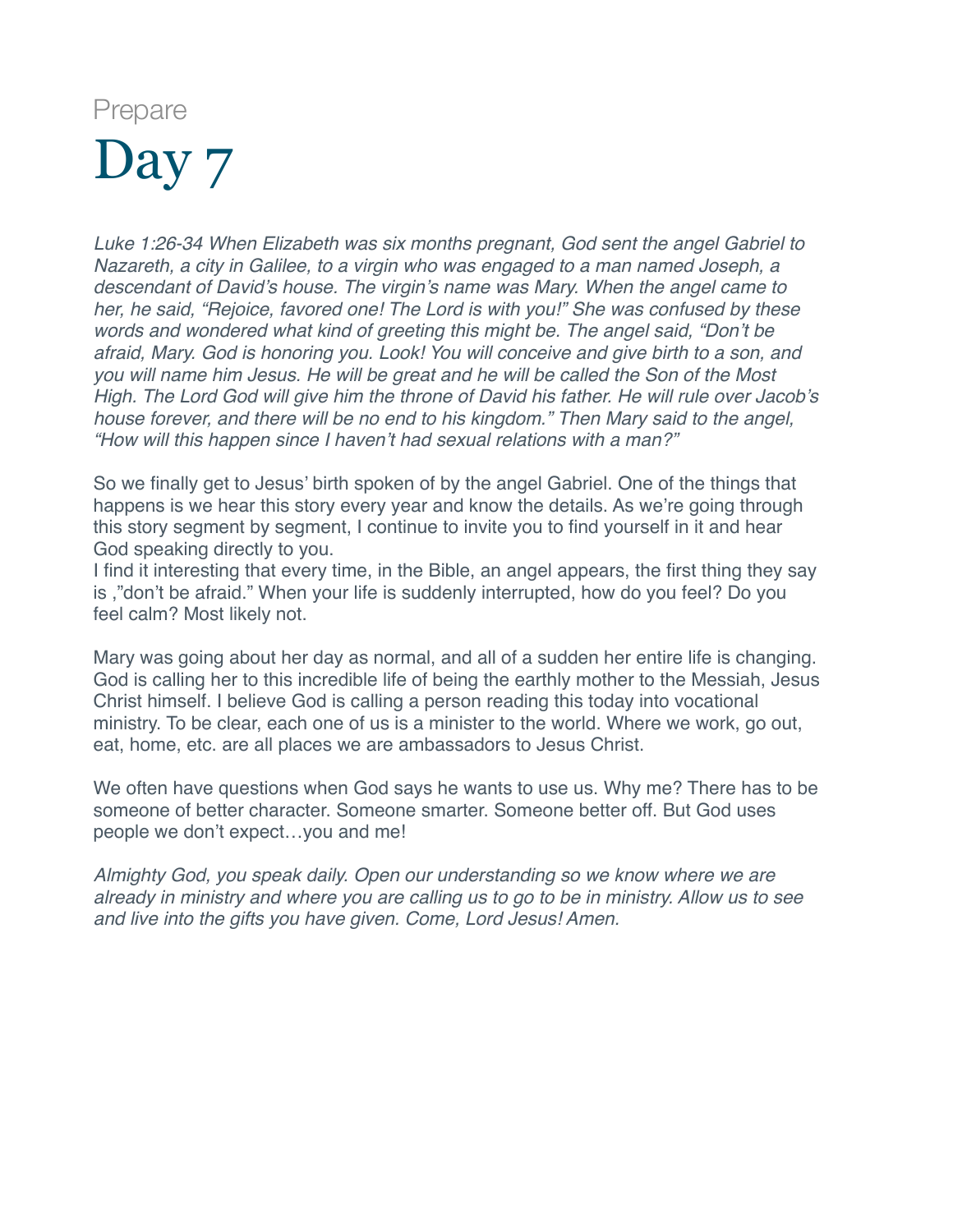Prepare

# Day 7

*Luke 1:26-34 When Elizabeth was six months pregnant, God sent the angel Gabriel to Nazareth, a city in Galilee, to a virgin who was engaged to a man named Joseph, a descendant of David's house. The virgin's name was Mary. When the angel came to her, he said, "Rejoice, favored one! The Lord is with you!" She was confused by these words and wondered what kind of greeting this might be. The angel said, "Don't be afraid, Mary. God is honoring you. Look! You will conceive and give birth to a son, and you will name him Jesus. He will be great and he will be called the Son of the Most High. The Lord God will give him the throne of David his father. He will rule over Jacob's house forever, and there will be no end to his kingdom." Then Mary said to the angel, "How will this happen since I haven't had sexual relations with a man?"*

So we finally get to Jesus' birth spoken of by the angel Gabriel. One of the things that happens is we hear this story every year and know the details. As we're going through this story segment by segment, I continue to invite you to find yourself in it and hear God speaking directly to you.
I find it interesting that every time, in the Bible, an angel appears, the first thing they say is ,"don't be afraid." When your life is suddenly interrupted, how do you feel? Do you feel calm? Most likely not.

Mary was going about her day as normal, and all of a sudden her entire life is changing. God is calling her to this incredible life of being the earthly mother to the Messiah, Jesus Christ himself. I believe God is calling a person reading this today into vocational ministry. To be clear, each one of us is a minister to the world. Where we work, go out, eat, home, etc. are all places we are ambassadors to Jesus Christ.

We often have questions when God says he wants to use us. Why me? There has to be someone of better character. Someone smarter. Someone better off. But God uses people we don't expect…you and me!

*Almighty God, you speak daily. Open our understanding so we know where we are already in ministry and where you are calling us to go to be in ministry. Allow us to see and live into the gifts you have given. Come, Lord Jesus! Amen.*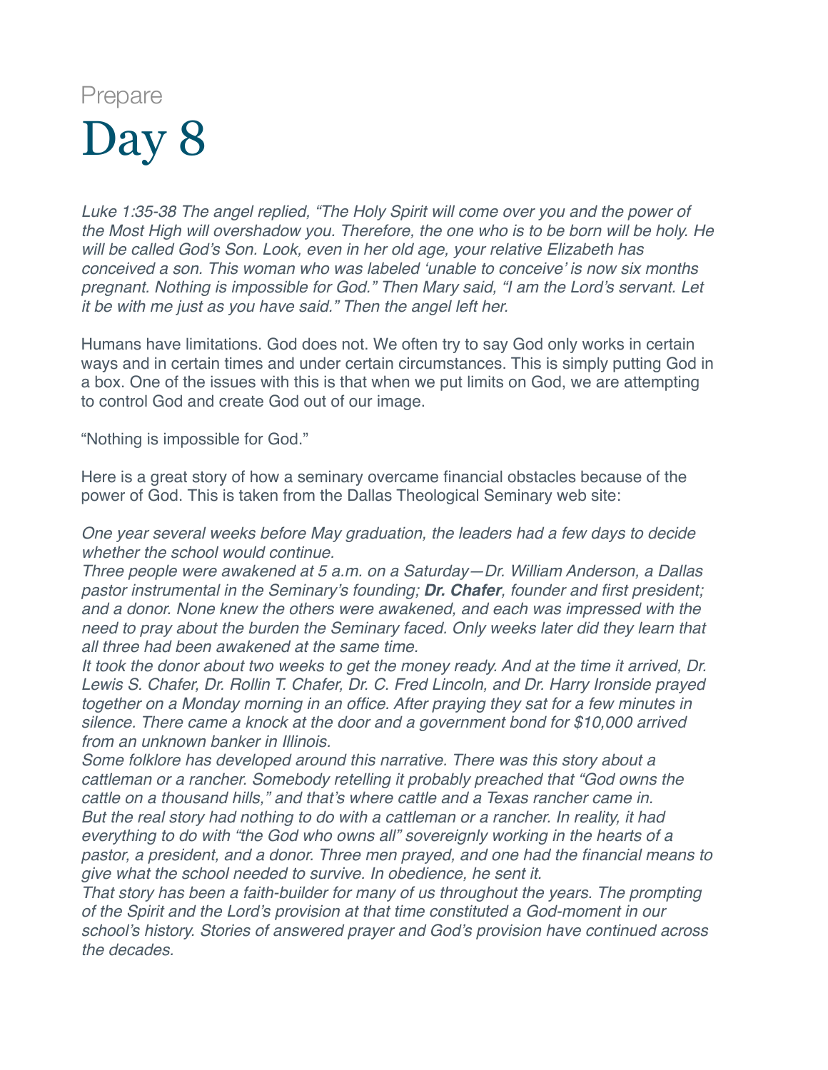Prepare

# Day 8

*Luke 1:35-38 The angel replied, "The Holy Spirit will come over you and the power of the Most High will overshadow you. Therefore, the one who is to be born will be holy. He will be called God's Son. Look, even in her old age, your relative Elizabeth has conceived a son. This woman who was labeled 'unable to conceive' is now six months pregnant. Nothing is impossible for God." Then Mary said, "I am the Lord's servant. Let it be with me just as you have said." Then the angel left her.*

Humans have limitations. God does not. We often try to say God only works in certain ways and in certain times and under certain circumstances. This is simply putting God in a box. One of the issues with this is that when we put limits on God, we are attempting to control God and create God out of our image.

"Nothing is impossible for God."

Here is a great story of how a seminary overcame financial obstacles because of the power of God. This is taken from the Dallas Theological Seminary web site:

*One year several weeks before May graduation, the leaders had a few days to decide whether the school would continue.*
*Three people were awakened at 5 a.m. on a Saturday—Dr. William Anderson, a Dallas pastor instrumental in the Seminary's founding; **Dr. Chafer**, founder and first president; and a donor. None knew the others were awakened, and each was impressed with the need to pray about the burden the Seminary faced. Only weeks later did they learn that all three had been awakened at the same time.*
*It took the donor about two weeks to get the money ready. And at the time it arrived, Dr. Lewis S. Chafer, Dr. Rollin T. Chafer, Dr. C. Fred Lincoln, and Dr. Harry Ironside prayed together on a Monday morning in an office. After praying they sat for a few minutes in silence. There came a knock at the door and a government bond for $10,000 arrived from an unknown banker in Illinois.*
*Some folklore has developed around this narrative. There was this story about a cattleman or a rancher. Somebody retelling it probably preached that "God owns the cattle on a thousand hills," and that's where cattle and a Texas rancher came in.*
*But the real story had nothing to do with a cattleman or a rancher. In reality, it had everything to do with "the God who owns all" sovereignly working in the hearts of a pastor, a president, and a donor. Three men prayed, and one had the financial means to give what the school needed to survive. In obedience, he sent it.*
*That story has been a faith-builder for many of us throughout the years. The prompting of the Spirit and the Lord's provision at that time constituted a God-moment in our school's history. Stories of answered prayer and God's provision have continued across the decades.*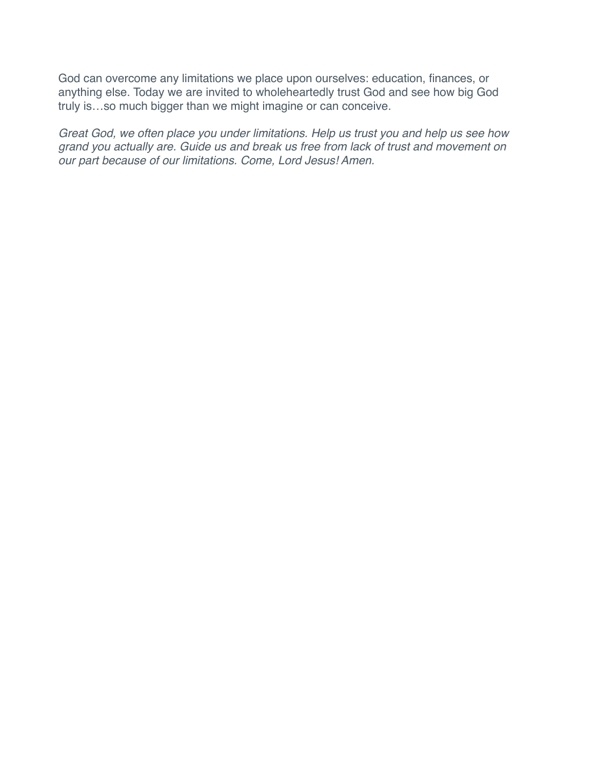God can overcome any limitations we place upon ourselves: education, finances, or anything else. Today we are invited to wholeheartedly trust God and see how big God truly is…so much bigger than we might imagine or can conceive.

*Great God, we often place you under limitations. Help us trust you and help us see how grand you actually are. Guide us and break us free from lack of trust and movement on our part because of our limitations. Come, Lord Jesus! Amen.*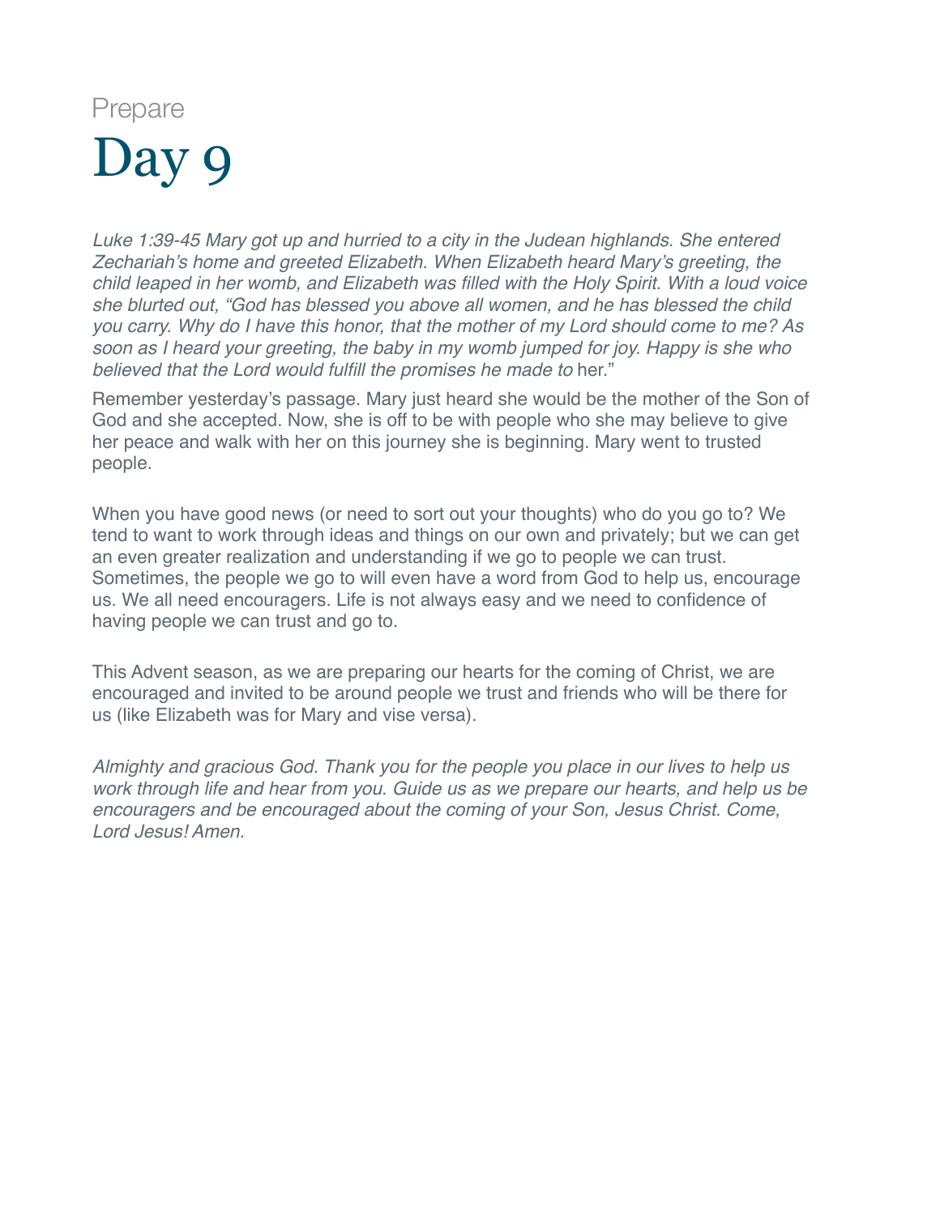Prepare

# Day 9

*Luke 1:39-45 Mary got up and hurried to a city in the Judean highlands. She entered Zechariah's home and greeted Elizabeth. When Elizabeth heard Mary's greeting, the child leaped in her womb, and Elizabeth was filled with the Holy Spirit. With a loud voice she blurted out, "God has blessed you above all women, and he has blessed the child you carry. Why do I have this honor, that the mother of my Lord should come to me? As soon as I heard your greeting, the baby in my womb jumped for joy. Happy is she who believed that the Lord would fulfill the promises he made to* her."

Remember yesterday's passage. Mary just heard she would be the mother of the Son of God and she accepted. Now, she is off to be with people who she may believe to give her peace and walk with her on this journey she is beginning. Mary went to trusted people.

When you have good news (or need to sort out your thoughts) who do you go to? We tend to want to work through ideas and things on our own and privately; but we can get an even greater realization and understanding if we go to people we can trust. Sometimes, the people we go to will even have a word from God to help us, encourage us. We all need encouragers. Life is not always easy and we need to confidence of having people we can trust and go to.

This Advent season, as we are preparing our hearts for the coming of Christ, we are encouraged and invited to be around people we trust and friends who will be there for us (like Elizabeth was for Mary and vise versa).

*Almighty and gracious God. Thank you for the people you place in our lives to help us work through life and hear from you. Guide us as we prepare our hearts, and help us be encouragers and be encouraged about the coming of your Son, Jesus Christ. Come, Lord Jesus! Amen.*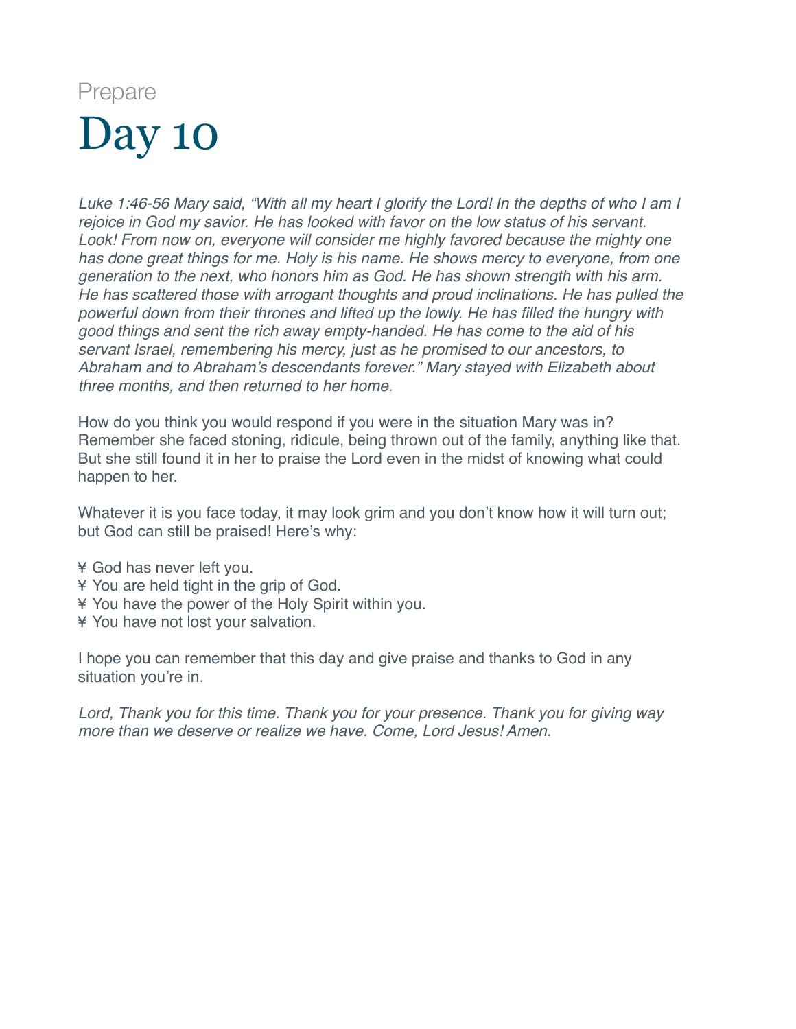Prepare

# Day 10

*Luke 1:46-56 Mary said, "With all my heart I glorify the Lord! In the depths of who I am I rejoice in God my savior. He has looked with favor on the low status of his servant. Look! From now on, everyone will consider me highly favored because the mighty one has done great things for me. Holy is his name. He shows mercy to everyone, from one generation to the next, who honors him as God. He has shown strength with his arm. He has scattered those with arrogant thoughts and proud inclinations. He has pulled the powerful down from their thrones and lifted up the lowly. He has filled the hungry with good things and sent the rich away empty-handed. He has come to the aid of his servant Israel, remembering his mercy, just as he promised to our ancestors, to Abraham and to Abraham's descendants forever." Mary stayed with Elizabeth about three months, and then returned to her home.*

How do you think you would respond if you were in the situation Mary was in? Remember she faced stoning, ridicule, being thrown out of the family, anything like that. But she still found it in her to praise the Lord even in the midst of knowing what could happen to her.

Whatever it is you face today, it may look grim and you don't know how it will turn out; but God can still be praised! Here's why:

- God has never left you.
- You are held tight in the grip of God.
- You have the power of the Holy Spirit within you.
- You have not lost your salvation.

I hope you can remember that this day and give praise and thanks to God in any situation you're in.

*Lord, Thank you for this time. Thank you for your presence. Thank you for giving way more than we deserve or realize we have. Come, Lord Jesus! Amen.*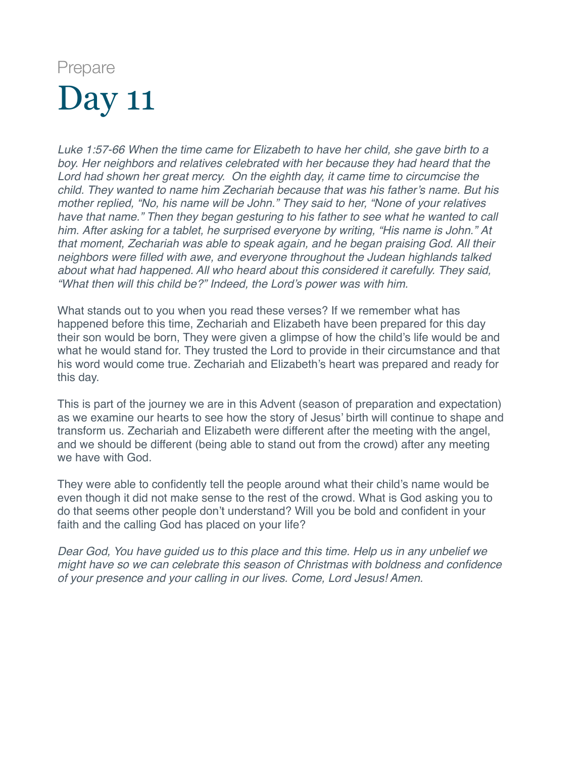Prepare

# Day 11

*Luke 1:57-66 When the time came for Elizabeth to have her child, she gave birth to a boy. Her neighbors and relatives celebrated with her because they had heard that the Lord had shown her great mercy.  On the eighth day, it came time to circumcise the child. They wanted to name him Zechariah because that was his father's name. But his mother replied, "No, his name will be John." They said to her, "None of your relatives have that name." Then they began gesturing to his father to see what he wanted to call him. After asking for a tablet, he surprised everyone by writing, "His name is John." At that moment, Zechariah was able to speak again, and he began praising God. All their neighbors were filled with awe, and everyone throughout the Judean highlands talked about what had happened. All who heard about this considered it carefully. They said, "What then will this child be?" Indeed, the Lord's power was with him.*

What stands out to you when you read these verses? If we remember what has happened before this time, Zechariah and Elizabeth have been prepared for this day their son would be born, They were given a glimpse of how the child's life would be and what he would stand for. They trusted the Lord to provide in their circumstance and that his word would come true. Zechariah and Elizabeth's heart was prepared and ready for this day.

This is part of the journey we are in this Advent (season of preparation and expectation) as we examine our hearts to see how the story of Jesus' birth will continue to shape and transform us. Zechariah and Elizabeth were different after the meeting with the angel, and we should be different (being able to stand out from the crowd) after any meeting we have with God.

They were able to confidently tell the people around what their child's name would be even though it did not make sense to the rest of the crowd. What is God asking you to do that seems other people don't understand? Will you be bold and confident in your faith and the calling God has placed on your life?

*Dear God, You have guided us to this place and this time. Help us in any unbelief we might have so we can celebrate this season of Christmas with boldness and confidence of your presence and your calling in our lives. Come, Lord Jesus! Amen.*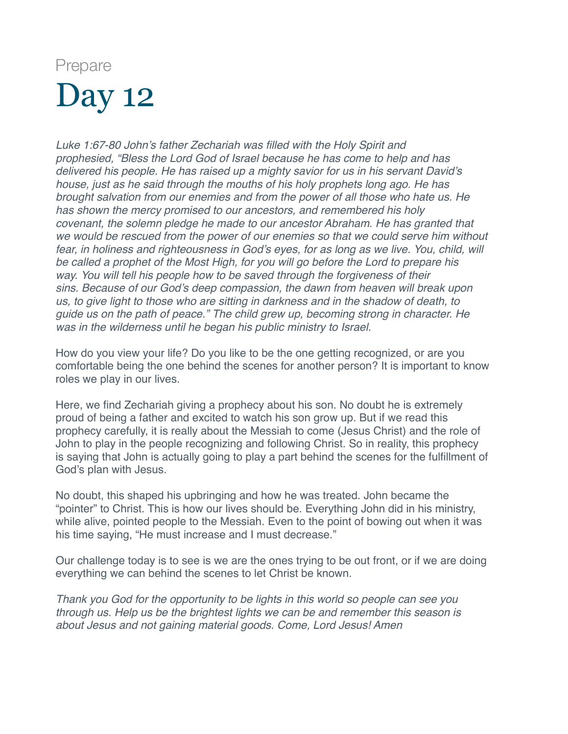Prepare

# Day 12

*Luke 1:67-80 John's father Zechariah was filled with the Holy Spirit and prophesied, "Bless the Lord God of Israel because he has come to help and has delivered his people. He has raised up a mighty savior for us in his servant David's house, just as he said through the mouths of his holy prophets long ago. He has brought salvation from our enemies and from the power of all those who hate us. He has shown the mercy promised to our ancestors, and remembered his holy covenant, the solemn pledge he made to our ancestor Abraham. He has granted that we would be rescued from the power of our enemies so that we could serve him without fear, in holiness and righteousness in God's eyes, for as long as we live. You, child, will be called a prophet of the Most High, for you will go before the Lord to prepare his way. You will tell his people how to be saved through the forgiveness of their sins. Because of our God's deep compassion, the dawn from heaven will break upon us, to give light to those who are sitting in darkness and in the shadow of death, to guide us on the path of peace." The child grew up, becoming strong in character. He was in the wilderness until he began his public ministry to Israel.*

How do you view your life? Do you like to be the one getting recognized, or are you comfortable being the one behind the scenes for another person? It is important to know roles we play in our lives.

Here, we find Zechariah giving a prophecy about his son. No doubt he is extremely proud of being a father and excited to watch his son grow up. But if we read this prophecy carefully, it is really about the Messiah to come (Jesus Christ) and the role of John to play in the people recognizing and following Christ. So in reality, this prophecy is saying that John is actually going to play a part behind the scenes for the fulfillment of God's plan with Jesus.

No doubt, this shaped his upbringing and how he was treated. John became the "pointer" to Christ. This is how our lives should be. Everything John did in his ministry, while alive, pointed people to the Messiah. Even to the point of bowing out when it was his time saying, "He must increase and I must decrease."

Our challenge today is to see is we are the ones trying to be out front, or if we are doing everything we can behind the scenes to let Christ be known.

*Thank you God for the opportunity to be lights in this world so people can see you through us. Help us be the brightest lights we can be and remember this season is about Jesus and not gaining material goods. Come, Lord Jesus! Amen*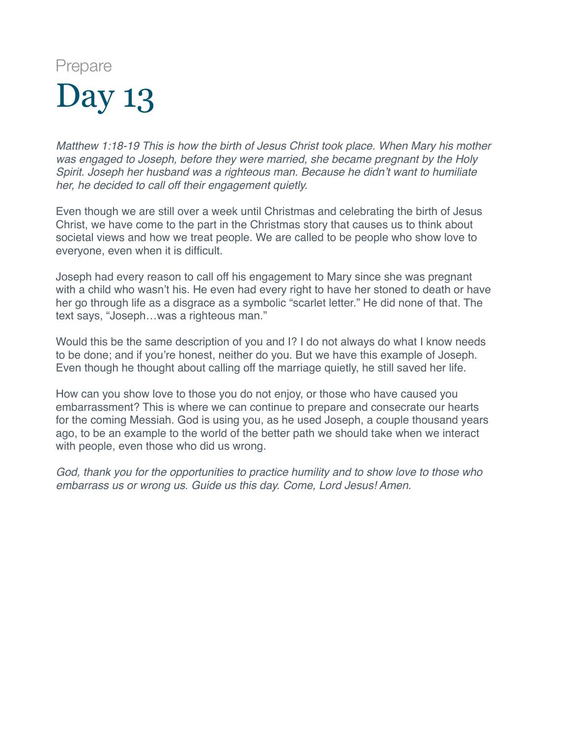Prepare

# Day 13

*Matthew 1:18-19 This is how the birth of Jesus Christ took place. When Mary his mother was engaged to Joseph, before they were married, she became pregnant by the Holy Spirit. Joseph her husband was a righteous man. Because he didn't want to humiliate her, he decided to call off their engagement quietly.*

Even though we are still over a week until Christmas and celebrating the birth of Jesus Christ, we have come to the part in the Christmas story that causes us to think about societal views and how we treat people. We are called to be people who show love to everyone, even when it is difficult.

Joseph had every reason to call off his engagement to Mary since she was pregnant with a child who wasn't his. He even had every right to have her stoned to death or have her go through life as a disgrace as a symbolic "scarlet letter." He did none of that. The text says, "Joseph…was a righteous man."

Would this be the same description of you and I? I do not always do what I know needs to be done; and if you're honest, neither do you. But we have this example of Joseph. Even though he thought about calling off the marriage quietly, he still saved her life.

How can you show love to those you do not enjoy, or those who have caused you embarrassment? This is where we can continue to prepare and consecrate our hearts for the coming Messiah. God is using you, as he used Joseph, a couple thousand years ago, to be an example to the world of the better path we should take when we interact with people, even those who did us wrong.

*God, thank you for the opportunities to practice humility and to show love to those who embarrass us or wrong us. Guide us this day. Come, Lord Jesus! Amen.*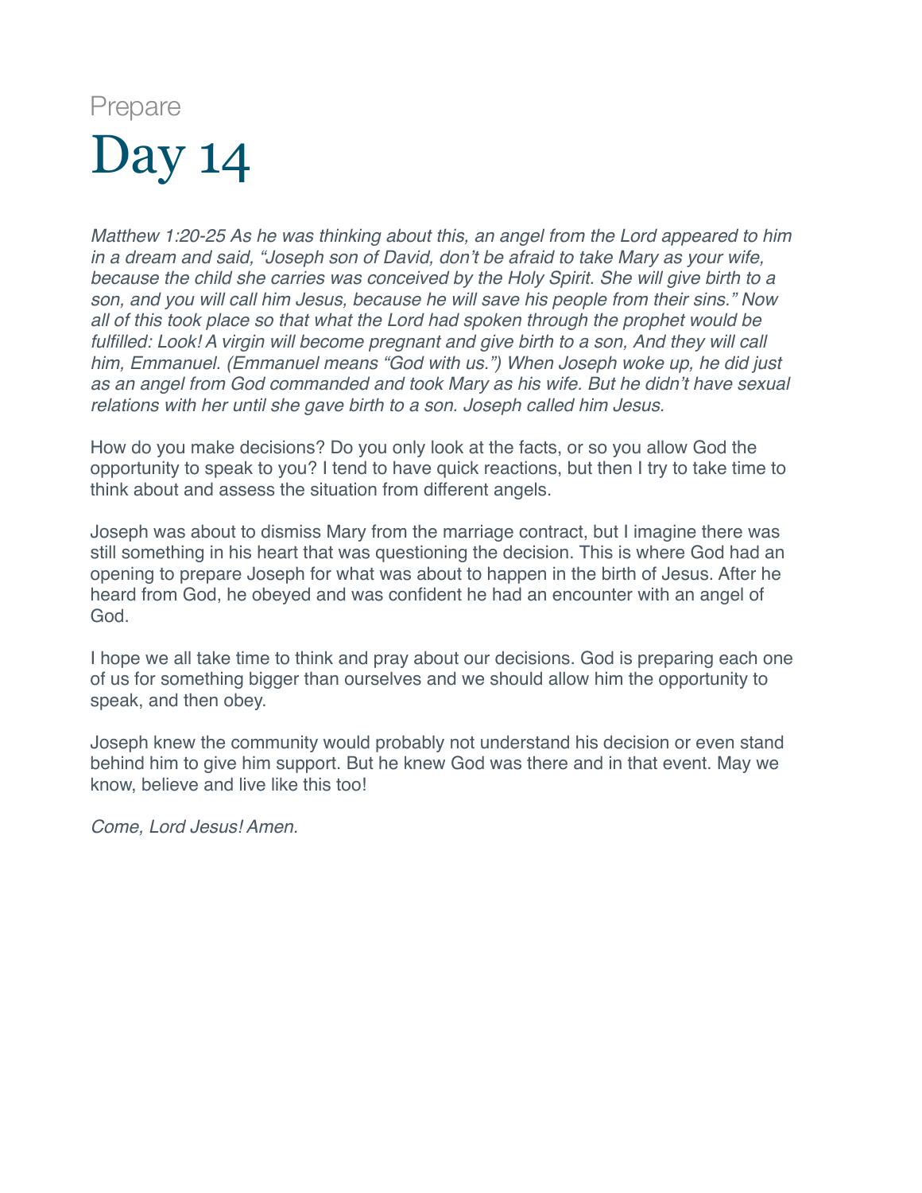Prepare

# Day 14

*Matthew 1:20-25 As he was thinking about this, an angel from the Lord appeared to him in a dream and said, "Joseph son of David, don't be afraid to take Mary as your wife, because the child she carries was conceived by the Holy Spirit. She will give birth to a son, and you will call him Jesus, because he will save his people from their sins." Now all of this took place so that what the Lord had spoken through the prophet would be fulfilled: Look! A virgin will become pregnant and give birth to a son, And they will call him, Emmanuel. (Emmanuel means "God with us.") When Joseph woke up, he did just as an angel from God commanded and took Mary as his wife. But he didn't have sexual relations with her until she gave birth to a son. Joseph called him Jesus.*

How do you make decisions? Do you only look at the facts, or so you allow God the opportunity to speak to you? I tend to have quick reactions, but then I try to take time to think about and assess the situation from different angels.

Joseph was about to dismiss Mary from the marriage contract, but I imagine there was still something in his heart that was questioning the decision. This is where God had an opening to prepare Joseph for what was about to happen in the birth of Jesus. After he heard from God, he obeyed and was confident he had an encounter with an angel of God.

I hope we all take time to think and pray about our decisions. God is preparing each one of us for something bigger than ourselves and we should allow him the opportunity to speak, and then obey.

Joseph knew the community would probably not understand his decision or even stand behind him to give him support. But he knew God was there and in that event. May we know, believe and live like this too!

*Come, Lord Jesus! Amen.*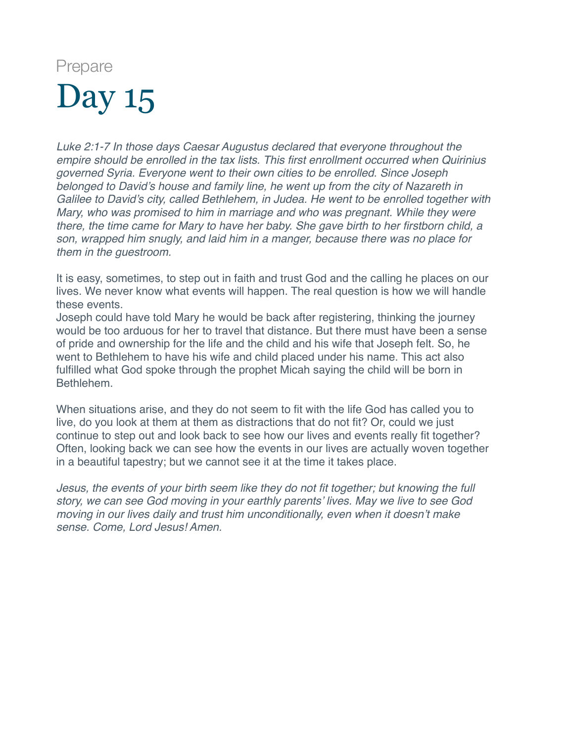Prepare

# Day 15

*Luke 2:1-7 In those days Caesar Augustus declared that everyone throughout the empire should be enrolled in the tax lists. This first enrollment occurred when Quirinius governed Syria. Everyone went to their own cities to be enrolled. Since Joseph belonged to David's house and family line, he went up from the city of Nazareth in Galilee to David's city, called Bethlehem, in Judea. He went to be enrolled together with Mary, who was promised to him in marriage and who was pregnant. While they were there, the time came for Mary to have her baby. She gave birth to her firstborn child, a son, wrapped him snugly, and laid him in a manger, because there was no place for them in the guestroom.*

It is easy, sometimes, to step out in faith and trust God and the calling he places on our lives. We never know what events will happen. The real question is how we will handle these events.
Joseph could have told Mary he would be back after registering, thinking the journey would be too arduous for her to travel that distance. But there must have been a sense of pride and ownership for the life and the child and his wife that Joseph felt. So, he went to Bethlehem to have his wife and child placed under his name. This act also fulfilled what God spoke through the prophet Micah saying the child will be born in Bethlehem.

When situations arise, and they do not seem to fit with the life God has called you to live, do you look at them at them as distractions that do not fit? Or, could we just continue to step out and look back to see how our lives and events really fit together? Often, looking back we can see how the events in our lives are actually woven together in a beautiful tapestry; but we cannot see it at the time it takes place.

*Jesus, the events of your birth seem like they do not fit together; but knowing the full story, we can see God moving in your earthly parents' lives. May we live to see God moving in our lives daily and trust him unconditionally, even when it doesn't make sense. Come, Lord Jesus! Amen.*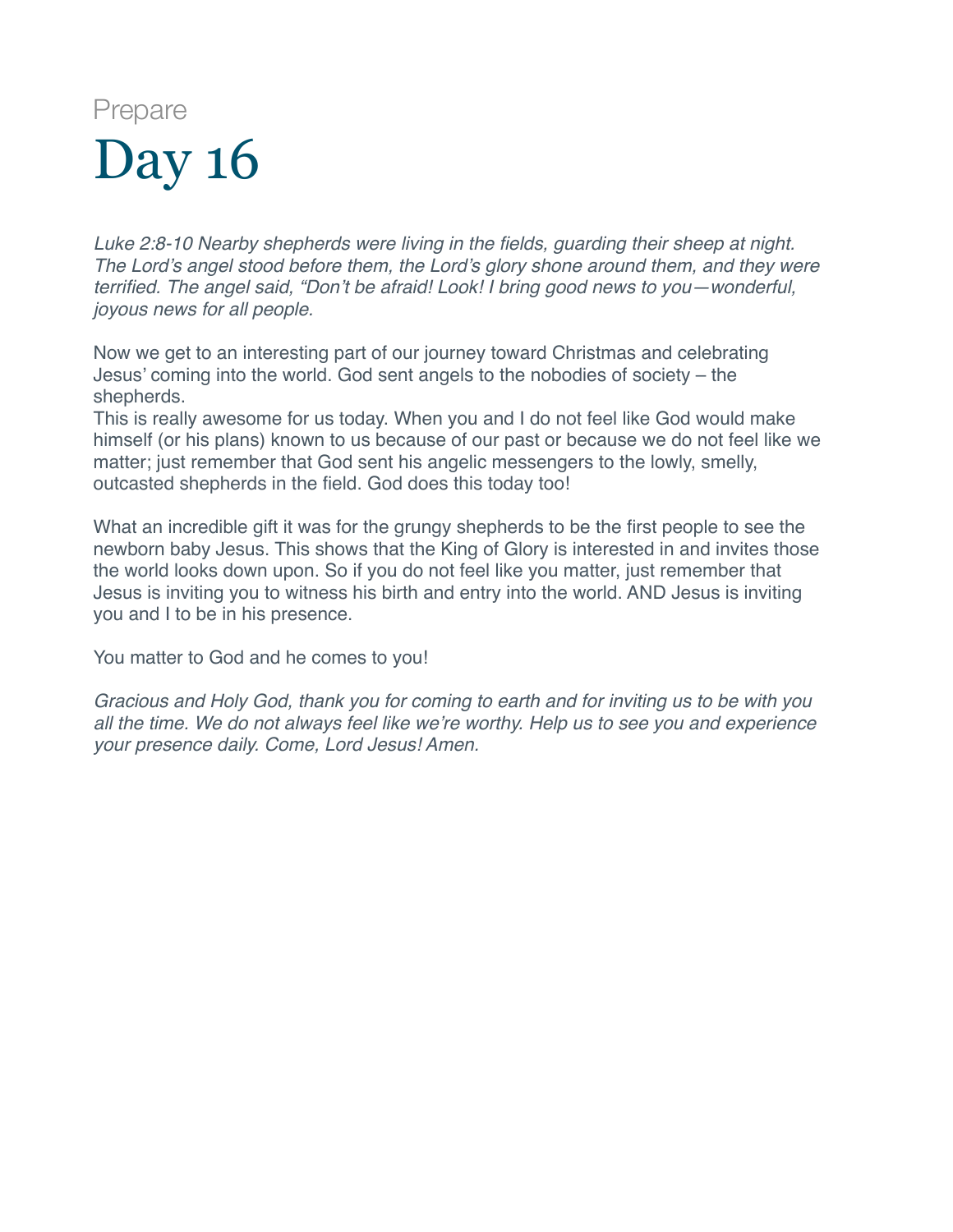Prepare

# Day 16

*Luke 2:8-10 Nearby shepherds were living in the fields, guarding their sheep at night. The Lord's angel stood before them, the Lord's glory shone around them, and they were terrified. The angel said, "Don't be afraid! Look! I bring good news to you—wonderful, joyous news for all people.*

Now we get to an interesting part of our journey toward Christmas and celebrating Jesus' coming into the world. God sent angels to the nobodies of society – the shepherds.
This is really awesome for us today. When you and I do not feel like God would make himself (or his plans) known to us because of our past or because we do not feel like we matter; just remember that God sent his angelic messengers to the lowly, smelly, outcasted shepherds in the field. God does this today too!

What an incredible gift it was for the grungy shepherds to be the first people to see the newborn baby Jesus. This shows that the King of Glory is interested in and invites those the world looks down upon. So if you do not feel like you matter, just remember that Jesus is inviting you to witness his birth and entry into the world. AND Jesus is inviting you and I to be in his presence.

You matter to God and he comes to you!

*Gracious and Holy God, thank you for coming to earth and for inviting us to be with you all the time. We do not always feel like we're worthy. Help us to see you and experience your presence daily. Come, Lord Jesus! Amen.*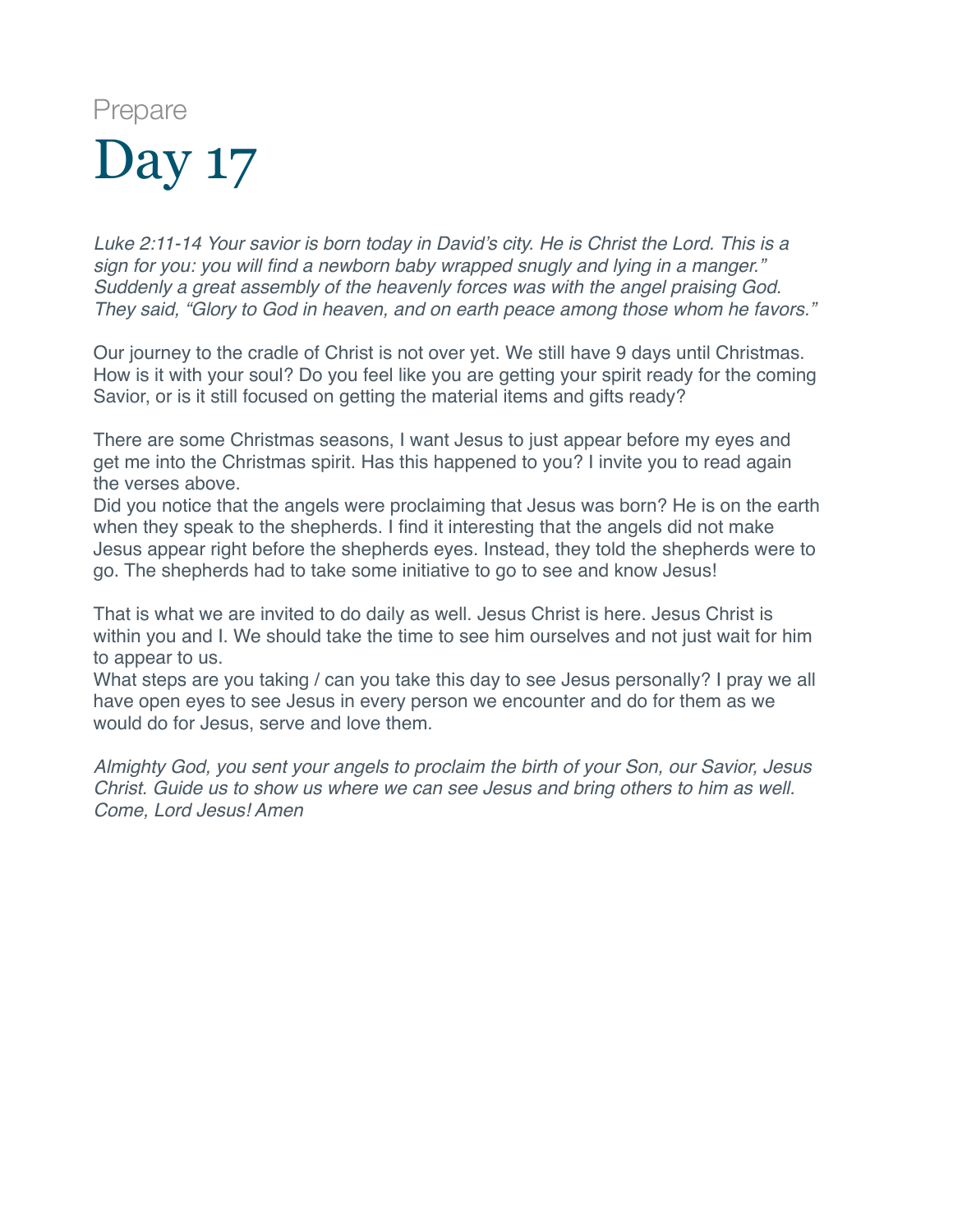Prepare

# Day 17

*Luke 2:11-14 Your savior is born today in David's city. He is Christ the Lord. This is a sign for you: you will find a newborn baby wrapped snugly and lying in a manger." Suddenly a great assembly of the heavenly forces was with the angel praising God. They said, "Glory to God in heaven, and on earth peace among those whom he favors."*

Our journey to the cradle of Christ is not over yet. We still have 9 days until Christmas. How is it with your soul? Do you feel like you are getting your spirit ready for the coming Savior, or is it still focused on getting the material items and gifts ready?

There are some Christmas seasons, I want Jesus to just appear before my eyes and get me into the Christmas spirit. Has this happened to you? I invite you to read again the verses above.
Did you notice that the angels were proclaiming that Jesus was born? He is on the earth when they speak to the shepherds. I find it interesting that the angels did not make Jesus appear right before the shepherds eyes. Instead, they told the shepherds were to go. The shepherds had to take some initiative to go to see and know Jesus!

That is what we are invited to do daily as well. Jesus Christ is here. Jesus Christ is within you and I. We should take the time to see him ourselves and not just wait for him to appear to us.
What steps are you taking / can you take this day to see Jesus personally? I pray we all have open eyes to see Jesus in every person we encounter and do for them as we would do for Jesus, serve and love them.

*Almighty God, you sent your angels to proclaim the birth of your Son, our Savior, Jesus Christ. Guide us to show us where we can see Jesus and bring others to him as well. Come, Lord Jesus! Amen*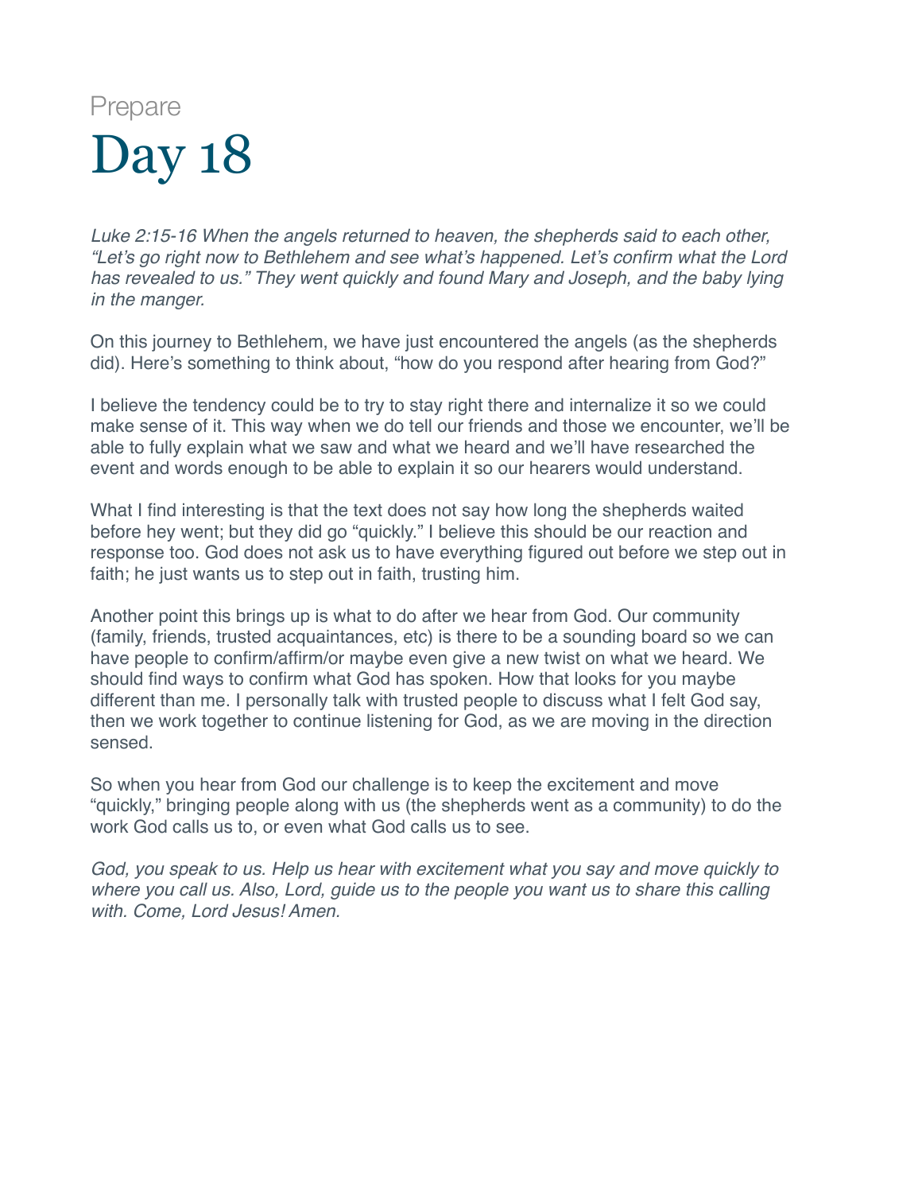Prepare

# Day 18

*Luke 2:15-16 When the angels returned to heaven, the shepherds said to each other, "Let's go right now to Bethlehem and see what's happened. Let's confirm what the Lord has revealed to us." They went quickly and found Mary and Joseph, and the baby lying in the manger.*

On this journey to Bethlehem, we have just encountered the angels (as the shepherds did). Here's something to think about, "how do you respond after hearing from God?"

I believe the tendency could be to try to stay right there and internalize it so we could make sense of it. This way when we do tell our friends and those we encounter, we'll be able to fully explain what we saw and what we heard and we'll have researched the event and words enough to be able to explain it so our hearers would understand.

What I find interesting is that the text does not say how long the shepherds waited before hey went; but they did go "quickly." I believe this should be our reaction and response too. God does not ask us to have everything figured out before we step out in faith; he just wants us to step out in faith, trusting him.

Another point this brings up is what to do after we hear from God. Our community (family, friends, trusted acquaintances, etc) is there to be a sounding board so we can have people to confirm/affirm/or maybe even give a new twist on what we heard. We should find ways to confirm what God has spoken. How that looks for you maybe different than me. I personally talk with trusted people to discuss what I felt God say, then we work together to continue listening for God, as we are moving in the direction sensed.

So when you hear from God our challenge is to keep the excitement and move "quickly," bringing people along with us (the shepherds went as a community) to do the work God calls us to, or even what God calls us to see.

*God, you speak to us. Help us hear with excitement what you say and move quickly to where you call us. Also, Lord, guide us to the people you want us to share this calling with. Come, Lord Jesus! Amen.*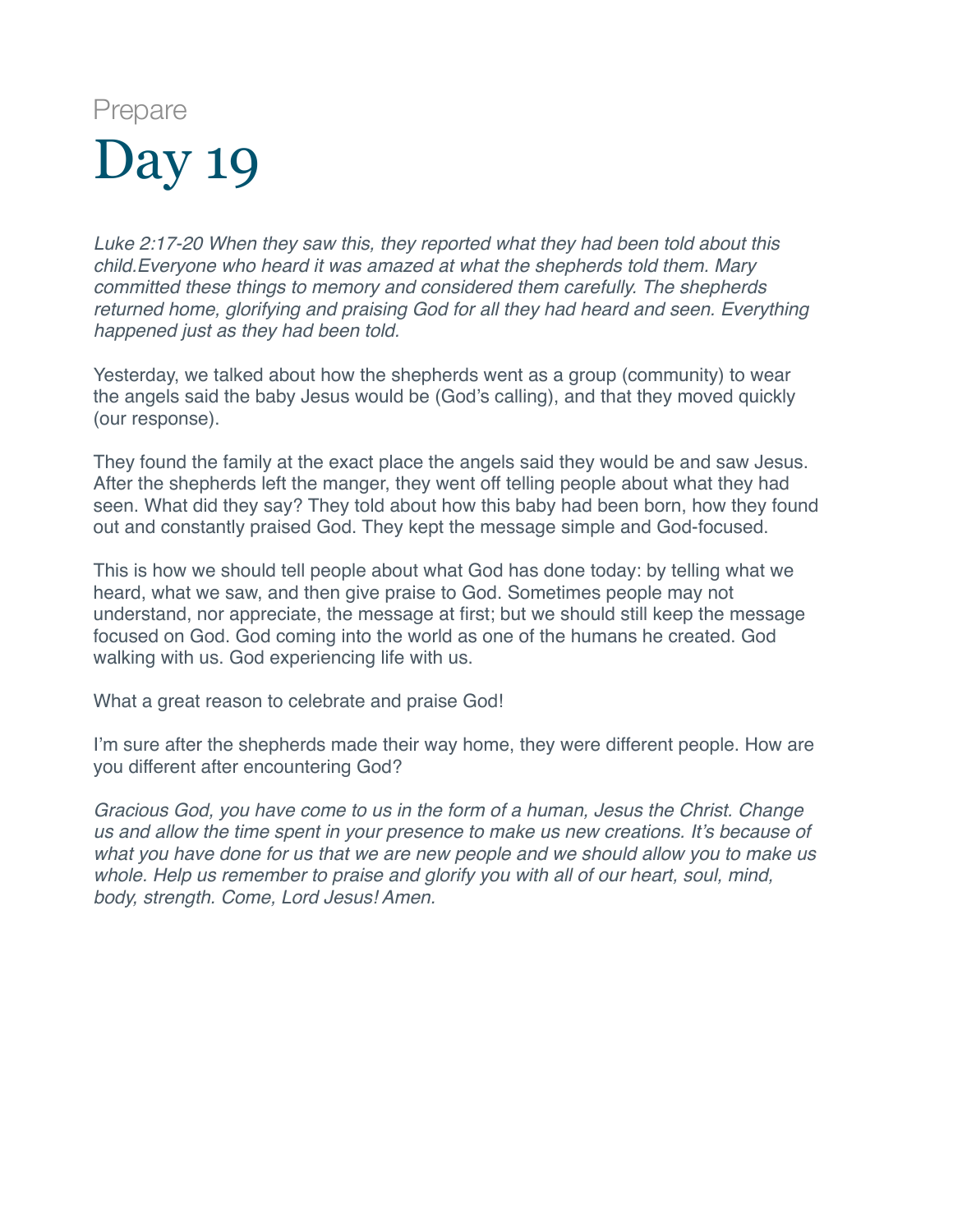Prepare

# Day 19

*Luke 2:17-20 When they saw this, they reported what they had been told about this child.Everyone who heard it was amazed at what the shepherds told them. Mary committed these things to memory and considered them carefully. The shepherds returned home, glorifying and praising God for all they had heard and seen. Everything happened just as they had been told.*

Yesterday, we talked about how the shepherds went as a group (community) to wear the angels said the baby Jesus would be (God's calling), and that they moved quickly (our response).

They found the family at the exact place the angels said they would be and saw Jesus. After the shepherds left the manger, they went off telling people about what they had seen. What did they say? They told about how this baby had been born, how they found out and constantly praised God. They kept the message simple and God-focused.

This is how we should tell people about what God has done today: by telling what we heard, what we saw, and then give praise to God. Sometimes people may not understand, nor appreciate, the message at first; but we should still keep the message focused on God. God coming into the world as one of the humans he created. God walking with us. God experiencing life with us.

What a great reason to celebrate and praise God!

I'm sure after the shepherds made their way home, they were different people. How are you different after encountering God?

*Gracious God, you have come to us in the form of a human, Jesus the Christ. Change us and allow the time spent in your presence to make us new creations. It's because of what you have done for us that we are new people and we should allow you to make us whole. Help us remember to praise and glorify you with all of our heart, soul, mind, body, strength. Come, Lord Jesus! Amen.*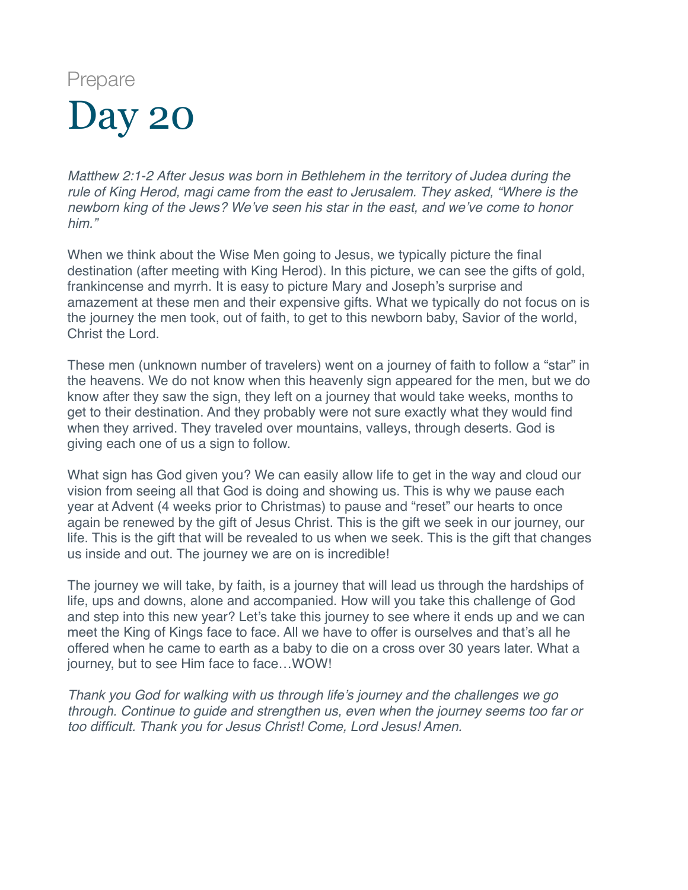Prepare

# Day 20

*Matthew 2:1-2 After Jesus was born in Bethlehem in the territory of Judea during the rule of King Herod, magi came from the east to Jerusalem. They asked, "Where is the newborn king of the Jews? We've seen his star in the east, and we've come to honor him."*

When we think about the Wise Men going to Jesus, we typically picture the final destination (after meeting with King Herod). In this picture, we can see the gifts of gold, frankincense and myrrh. It is easy to picture Mary and Joseph's surprise and amazement at these men and their expensive gifts. What we typically do not focus on is the journey the men took, out of faith, to get to this newborn baby, Savior of the world, Christ the Lord.

These men (unknown number of travelers) went on a journey of faith to follow a "star" in the heavens. We do not know when this heavenly sign appeared for the men, but we do know after they saw the sign, they left on a journey that would take weeks, months to get to their destination. And they probably were not sure exactly what they would find when they arrived. They traveled over mountains, valleys, through deserts. God is giving each one of us a sign to follow.

What sign has God given you? We can easily allow life to get in the way and cloud our vision from seeing all that God is doing and showing us. This is why we pause each year at Advent (4 weeks prior to Christmas) to pause and "reset" our hearts to once again be renewed by the gift of Jesus Christ. This is the gift we seek in our journey, our life. This is the gift that will be revealed to us when we seek. This is the gift that changes us inside and out. The journey we are on is incredible!

The journey we will take, by faith, is a journey that will lead us through the hardships of life, ups and downs, alone and accompanied. How will you take this challenge of God and step into this new year? Let's take this journey to see where it ends up and we can meet the King of Kings face to face. All we have to offer is ourselves and that's all he offered when he came to earth as a baby to die on a cross over 30 years later. What a journey, but to see Him face to face…WOW!

*Thank you God for walking with us through life's journey and the challenges we go through. Continue to guide and strengthen us, even when the journey seems too far or too difficult. Thank you for Jesus Christ! Come, Lord Jesus! Amen.*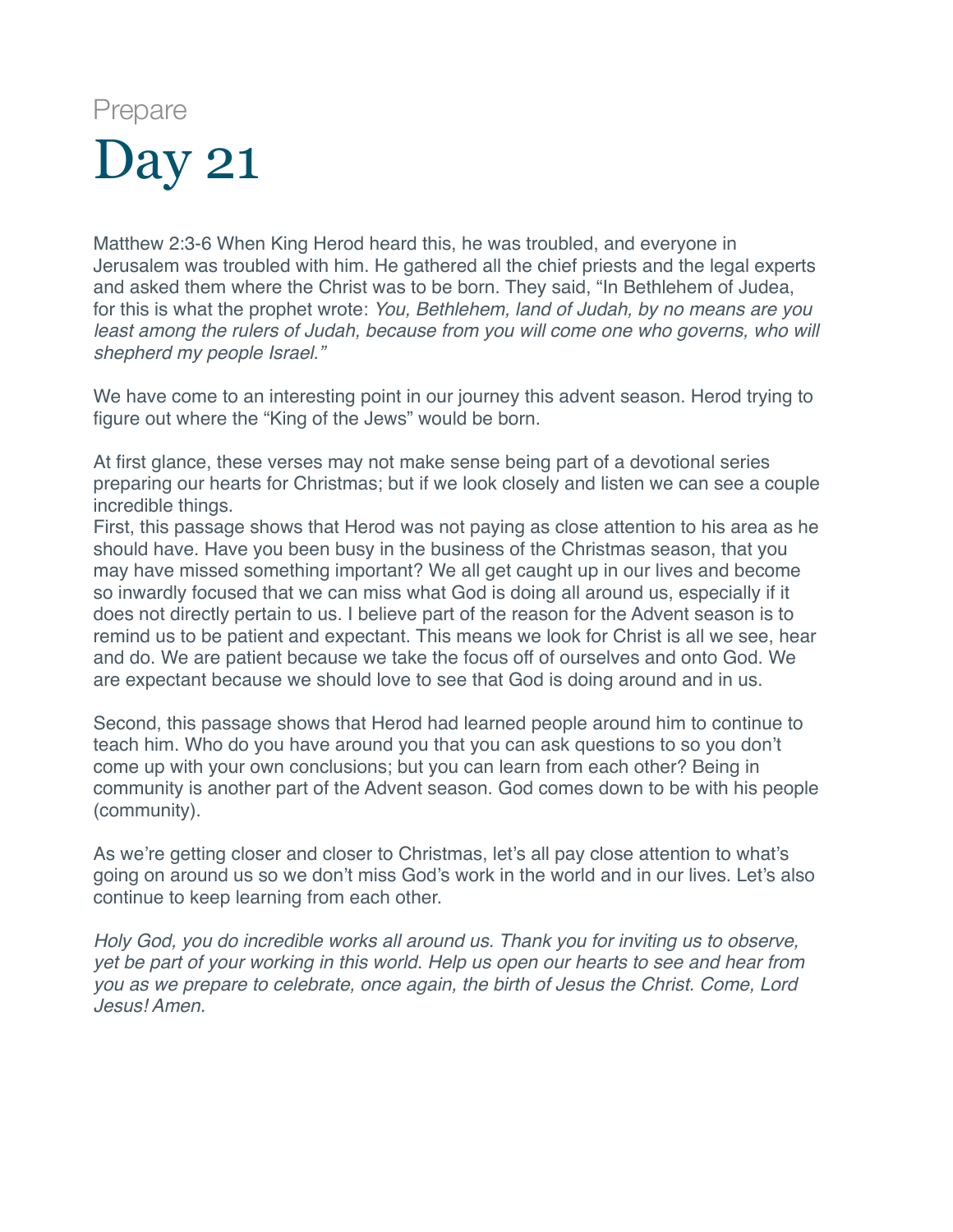Prepare

# Day 21

Matthew 2:3-6 When King Herod heard this, he was troubled, and everyone in Jerusalem was troubled with him. He gathered all the chief priests and the legal experts and asked them where the Christ was to be born. They said, "In Bethlehem of Judea, for this is what the prophet wrote: *You, Bethlehem, land of Judah, by no means are you least among the rulers of Judah, because from you will come one who governs, who will shepherd my people Israel."*

We have come to an interesting point in our journey this advent season. Herod trying to figure out where the "King of the Jews" would be born.

At first glance, these verses may not make sense being part of a devotional series preparing our hearts for Christmas; but if we look closely and listen we can see a couple incredible things.
First, this passage shows that Herod was not paying as close attention to his area as he should have. Have you been busy in the business of the Christmas season, that you may have missed something important? We all get caught up in our lives and become so inwardly focused that we can miss what God is doing all around us, especially if it does not directly pertain to us. I believe part of the reason for the Advent season is to remind us to be patient and expectant. This means we look for Christ is all we see, hear and do. We are patient because we take the focus off of ourselves and onto God. We are expectant because we should love to see that God is doing around and in us.

Second, this passage shows that Herod had learned people around him to continue to teach him. Who do you have around you that you can ask questions to so you don't come up with your own conclusions; but you can learn from each other? Being in community is another part of the Advent season. God comes down to be with his people (community).

As we're getting closer and closer to Christmas, let's all pay close attention to what's going on around us so we don't miss God's work in the world and in our lives. Let's also continue to keep learning from each other.

*Holy God, you do incredible works all around us. Thank you for inviting us to observe, yet be part of your working in this world. Help us open our hearts to see and hear from you as we prepare to celebrate, once again, the birth of Jesus the Christ. Come, Lord Jesus! Amen.*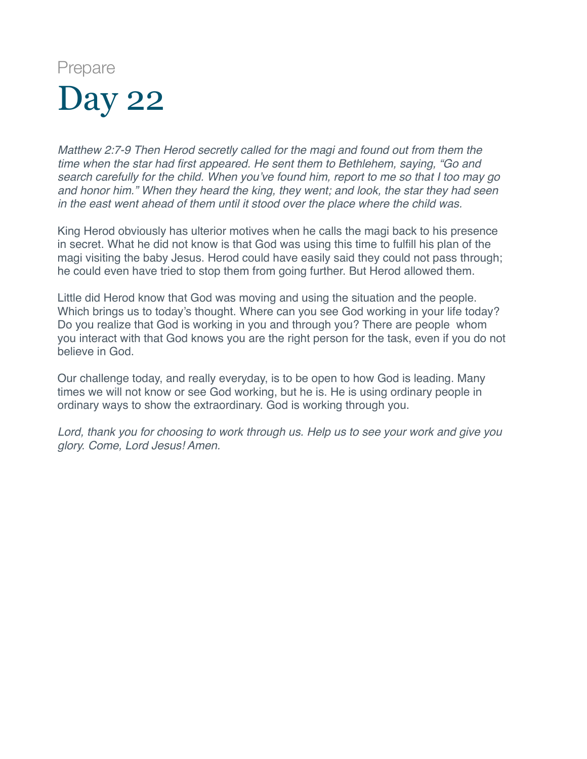Prepare

# Day 22

*Matthew 2:7-9 Then Herod secretly called for the magi and found out from them the time when the star had first appeared. He sent them to Bethlehem, saying, "Go and search carefully for the child. When you've found him, report to me so that I too may go and honor him." When they heard the king, they went; and look, the star they had seen in the east went ahead of them until it stood over the place where the child was.*

King Herod obviously has ulterior motives when he calls the magi back to his presence in secret. What he did not know is that God was using this time to fulfill his plan of the magi visiting the baby Jesus. Herod could have easily said they could not pass through; he could even have tried to stop them from going further. But Herod allowed them.

Little did Herod know that God was moving and using the situation and the people. Which brings us to today's thought. Where can you see God working in your life today? Do you realize that God is working in you and through you? There are people whom you interact with that God knows you are the right person for the task, even if you do not believe in God.

Our challenge today, and really everyday, is to be open to how God is leading. Many times we will not know or see God working, but he is. He is using ordinary people in ordinary ways to show the extraordinary. God is working through you.

*Lord, thank you for choosing to work through us. Help us to see your work and give you glory. Come, Lord Jesus! Amen.*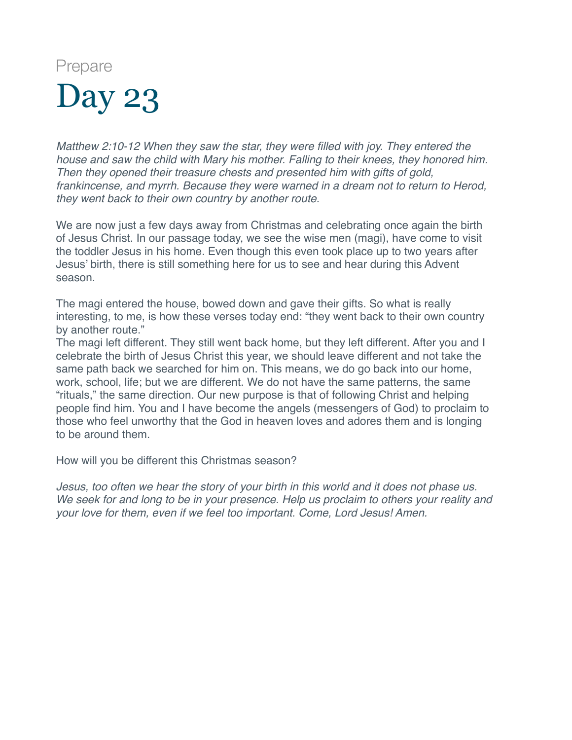Prepare

# Day 23

*Matthew 2:10-12 When they saw the star, they were filled with joy. They entered the house and saw the child with Mary his mother. Falling to their knees, they honored him. Then they opened their treasure chests and presented him with gifts of gold, frankincense, and myrrh. Because they were warned in a dream not to return to Herod, they went back to their own country by another route.*

We are now just a few days away from Christmas and celebrating once again the birth of Jesus Christ. In our passage today, we see the wise men (magi), have come to visit the toddler Jesus in his home. Even though this even took place up to two years after Jesus' birth, there is still something here for us to see and hear during this Advent season.

The magi entered the house, bowed down and gave their gifts. So what is really interesting, to me, is how these verses today end: "they went back to their own country by another route."

The magi left different. They still went back home, but they left different. After you and I celebrate the birth of Jesus Christ this year, we should leave different and not take the same path back we searched for him on. This means, we do go back into our home, work, school, life; but we are different. We do not have the same patterns, the same "rituals," the same direction. Our new purpose is that of following Christ and helping people find him. You and I have become the angels (messengers of God) to proclaim to those who feel unworthy that the God in heaven loves and adores them and is longing to be around them.

How will you be different this Christmas season?

*Jesus, too often we hear the story of your birth in this world and it does not phase us. We seek for and long to be in your presence. Help us proclaim to others your reality and your love for them, even if we feel too important. Come, Lord Jesus! Amen.*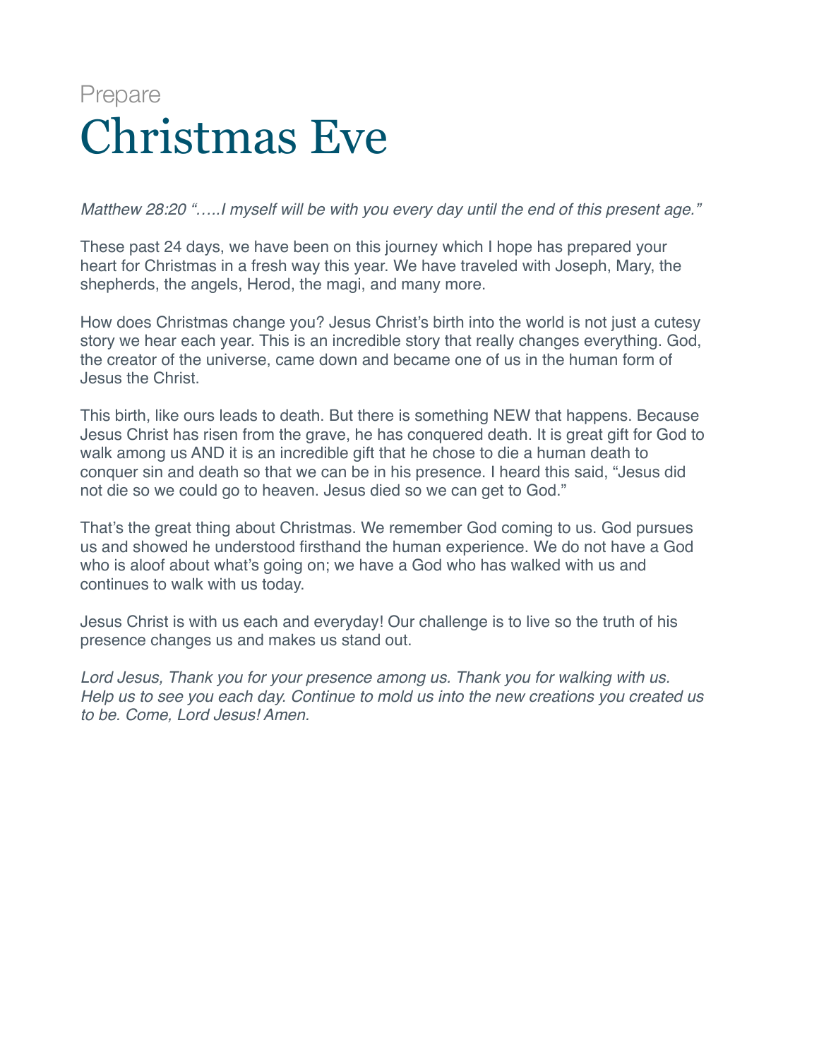Prepare

# Christmas Eve

*Matthew 28:20 "…..I myself will be with you every day until the end of this present age."*

These past 24 days, we have been on this journey which I hope has prepared your heart for Christmas in a fresh way this year. We have traveled with Joseph, Mary, the shepherds, the angels, Herod, the magi, and many more.

How does Christmas change you? Jesus Christ's birth into the world is not just a cutesy story we hear each year. This is an incredible story that really changes everything. God, the creator of the universe, came down and became one of us in the human form of Jesus the Christ.

This birth, like ours leads to death. But there is something NEW that happens. Because Jesus Christ has risen from the grave, he has conquered death. It is great gift for God to walk among us AND it is an incredible gift that he chose to die a human death to conquer sin and death so that we can be in his presence. I heard this said, "Jesus did not die so we could go to heaven. Jesus died so we can get to God."

That's the great thing about Christmas. We remember God coming to us. God pursues us and showed he understood firsthand the human experience. We do not have a God who is aloof about what's going on; we have a God who has walked with us and continues to walk with us today.

Jesus Christ is with us each and everyday! Our challenge is to live so the truth of his presence changes us and makes us stand out.

*Lord Jesus, Thank you for your presence among us. Thank you for walking with us. Help us to see you each day. Continue to mold us into the new creations you created us to be. Come, Lord Jesus! Amen.*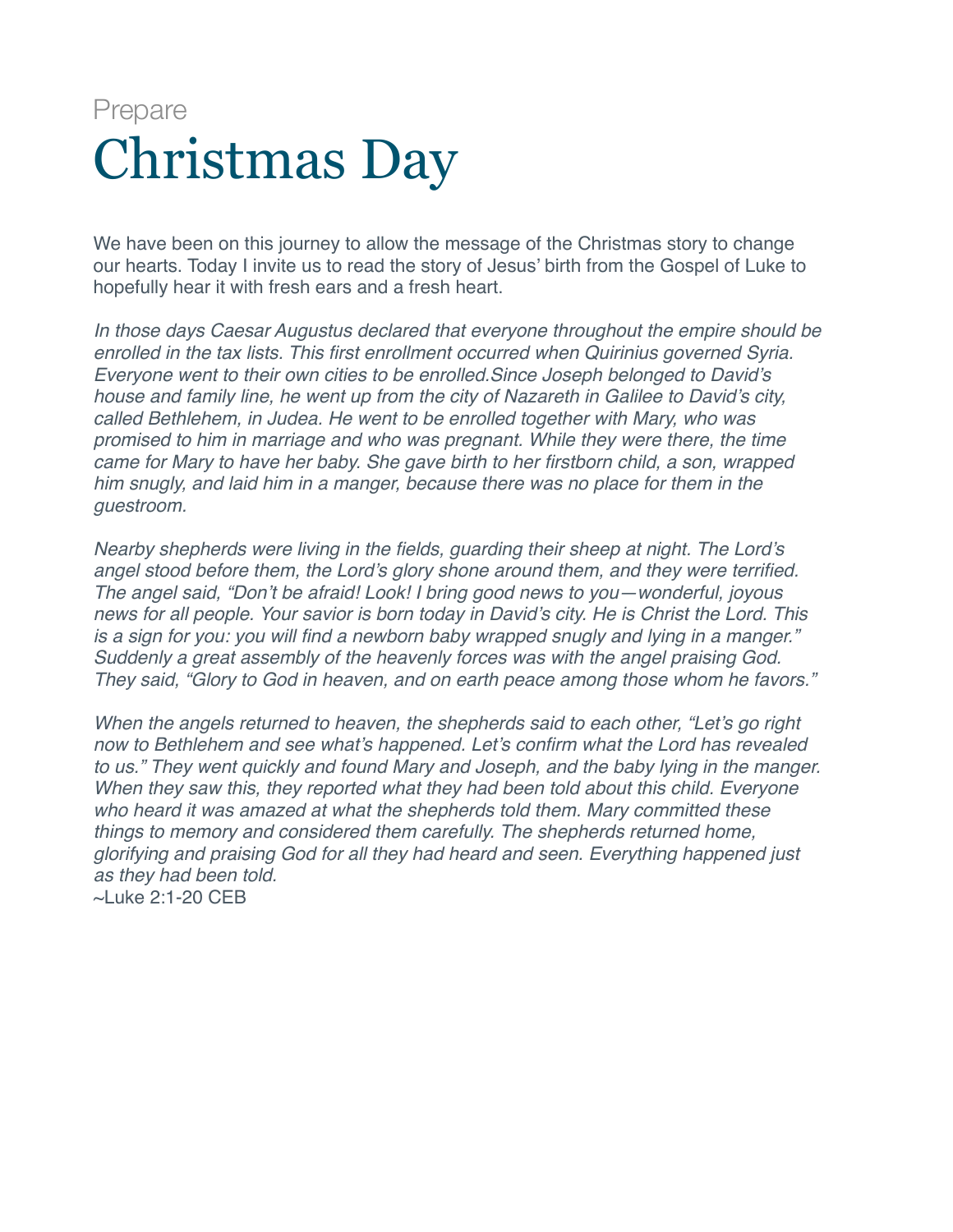Prepare

# Christmas Day

We have been on this journey to allow the message of the Christmas story to change our hearts. Today I invite us to read the story of Jesus' birth from the Gospel of Luke to hopefully hear it with fresh ears and a fresh heart.

*In those days Caesar Augustus declared that everyone throughout the empire should be enrolled in the tax lists. This first enrollment occurred when Quirinius governed Syria. Everyone went to their own cities to be enrolled.Since Joseph belonged to David's house and family line, he went up from the city of Nazareth in Galilee to David's city, called Bethlehem, in Judea. He went to be enrolled together with Mary, who was promised to him in marriage and who was pregnant. While they were there, the time came for Mary to have her baby. She gave birth to her firstborn child, a son, wrapped him snugly, and laid him in a manger, because there was no place for them in the guestroom.*

*Nearby shepherds were living in the fields, guarding their sheep at night. The Lord's angel stood before them, the Lord's glory shone around them, and they were terrified. The angel said, "Don't be afraid! Look! I bring good news to you—wonderful, joyous news for all people. Your savior is born today in David's city. He is Christ the Lord. This is a sign for you: you will find a newborn baby wrapped snugly and lying in a manger." Suddenly a great assembly of the heavenly forces was with the angel praising God. They said, "Glory to God in heaven, and on earth peace among those whom he favors."*

*When the angels returned to heaven, the shepherds said to each other, "Let's go right now to Bethlehem and see what's happened. Let's confirm what the Lord has revealed to us." They went quickly and found Mary and Joseph, and the baby lying in the manger. When they saw this, they reported what they had been told about this child. Everyone who heard it was amazed at what the shepherds told them. Mary committed these things to memory and considered them carefully. The shepherds returned home, glorifying and praising God for all they had heard and seen. Everything happened just as they had been told.*
~Luke 2:1-20 CEB